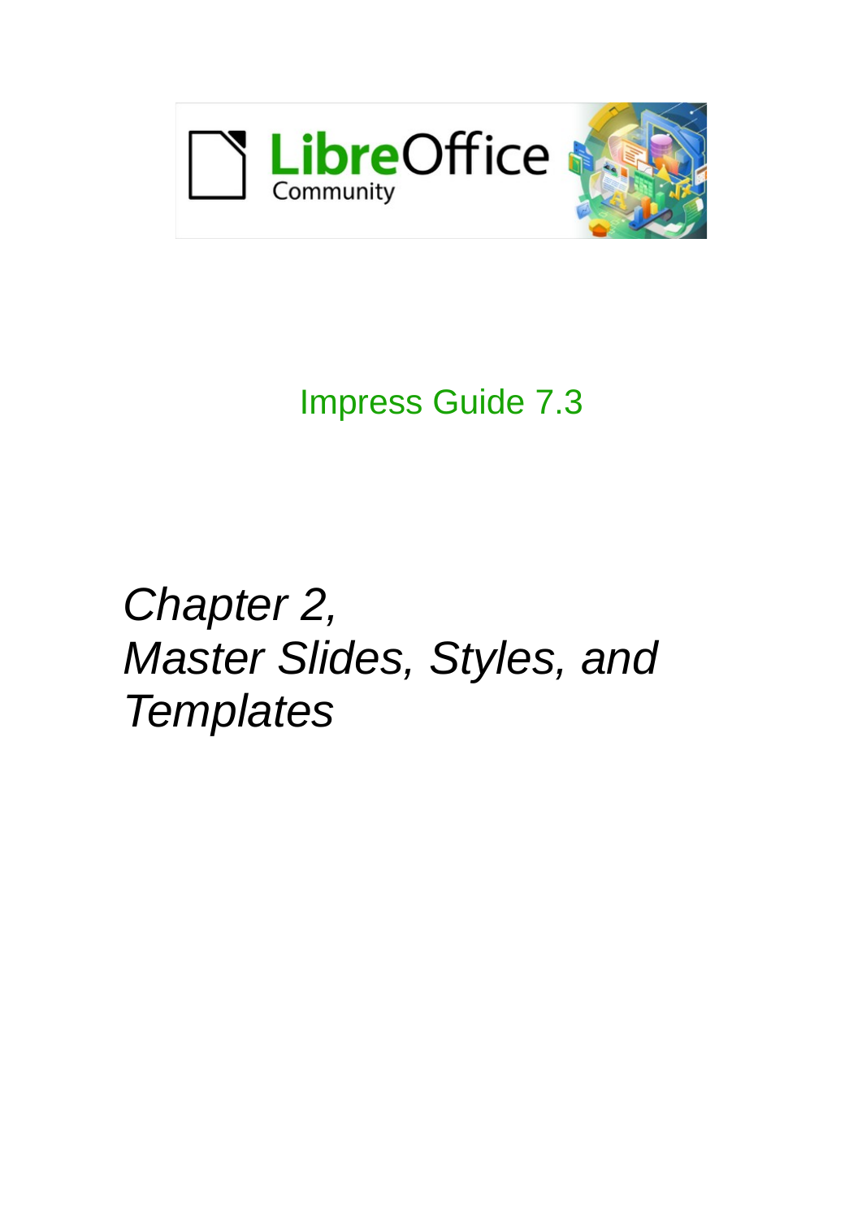LibreOffice Community

Impress Guide 7.3

# *Chapter 2, Master Slides, Styles, and Templates*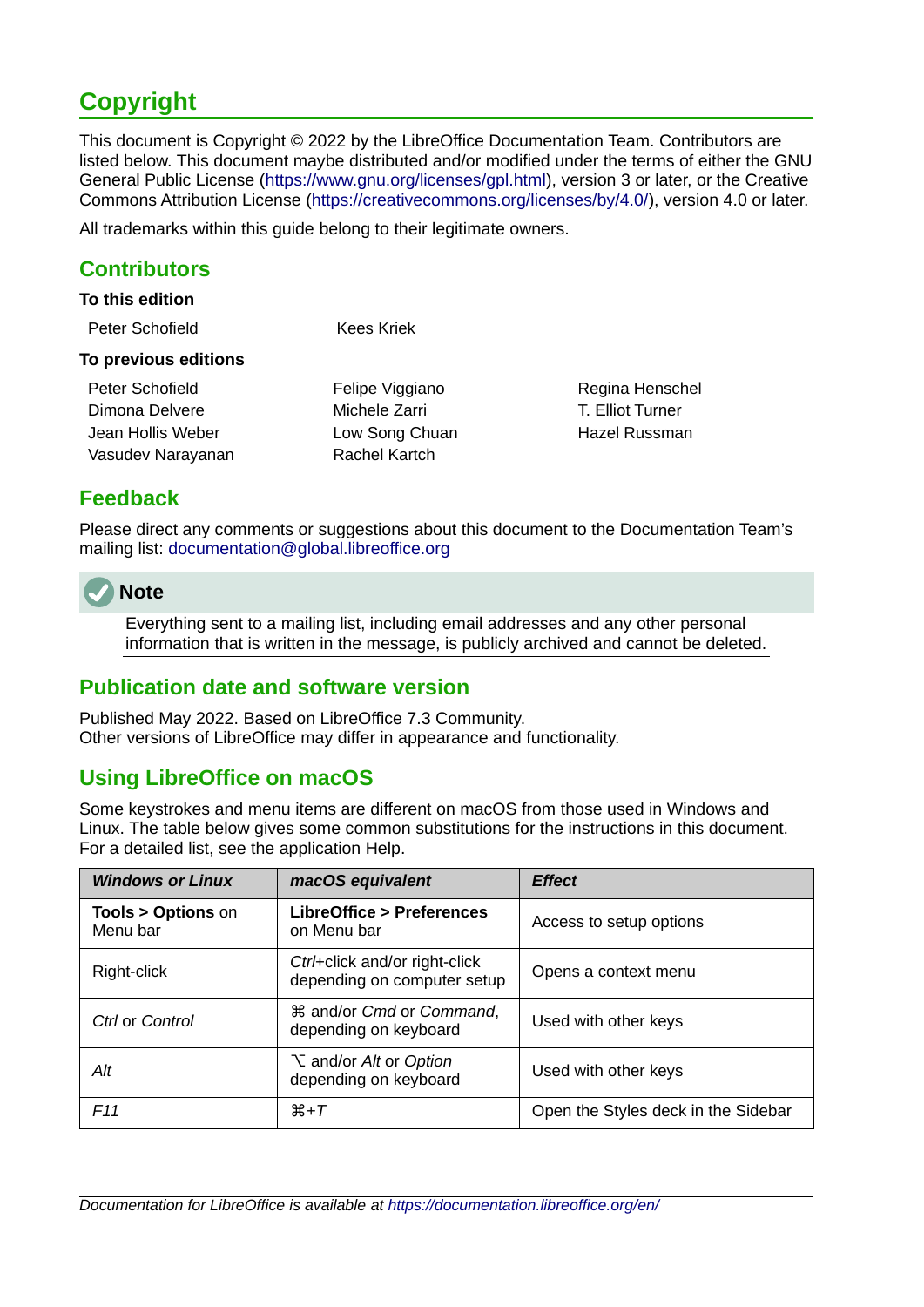# Copyright

This document is Copyright © 2022 by the LibreOffice Documentation Team. Contributors are listed below. This document maybe distributed and/or modified under the terms of either the GNU General Public License (https://www.gnu.org/licenses/gpl.html), version 3 or later, or the Creative Commons Attribution License (https://creativecommons.org/licenses/by/4.0/), version 4.0 or later.

All trademarks within this guide belong to their legitimate owners.

## Contributors

### To this edition

Peter Schofield
Kees Kriek

### To previous editions

Peter Schofield
Dimona Delvere
Jean Hollis Weber
Vasudev Narayanan
Felipe Viggiano
Michele Zarri
Low Song Chuan
Rachel Kartch
Regina Henschel
T. Elliot Turner
Hazel Russman

## Feedback

Please direct any comments or suggestions about this document to the Documentation Team's mailing list: documentation@global.libreoffice.org

**Note**

Everything sent to a mailing list, including email addresses and any other personal information that is written in the message, is publicly archived and cannot be deleted.

## Publication date and software version

Published May 2022. Based on LibreOffice 7.3 Community.
Other versions of LibreOffice may differ in appearance and functionality.

## Using LibreOffice on macOS

Some keystrokes and menu items are different on macOS from those used in Windows and Linux. The table below gives some common substitutions for the instructions in this document. For a detailed list, see the application Help.

| ***Windows or Linux*** | ***macOS equivalent*** | ***Effect*** |
|---|---|---|
| **Tools > Options** on Menu bar | **LibreOffice > Preferences** on Menu bar | Access to setup options |
| Right-click | *Ctrl*+click and/or right-click depending on computer setup | Opens a context menu |
| *Ctrl* or *Control* | ⌘ and/or *Cmd* or *Command*, depending on keyboard | Used with other keys |
| *Alt* | ⌥ and/or *Alt* or *Option* depending on keyboard | Used with other keys |
| *F11* | *⌘+T* | Open the Styles deck in the Sidebar |

*Documentation for LibreOffice is available at https://documentation.libreoffice.org/en/*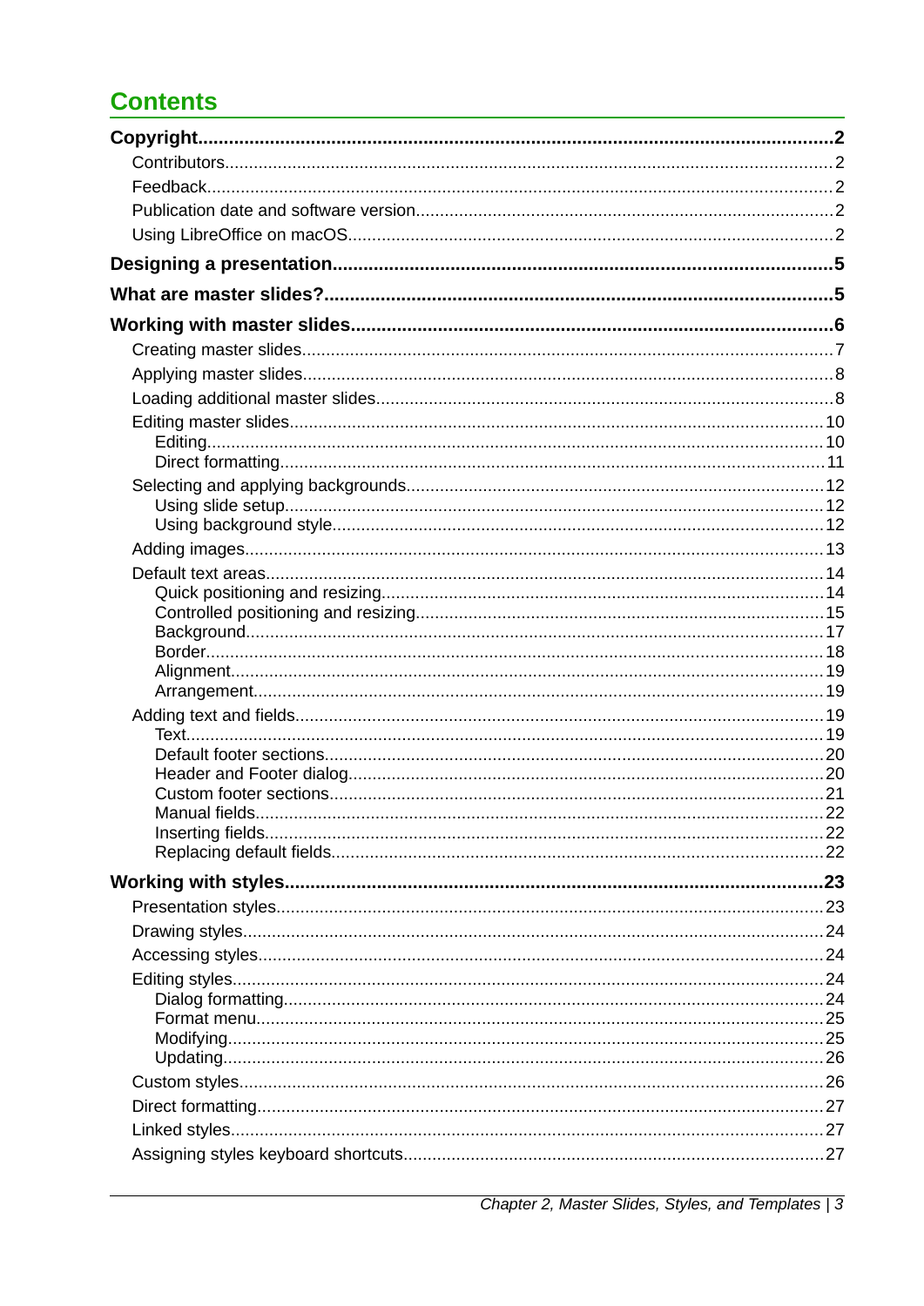# Contents

**Copyright** 2

- Contributors 2
- Feedback 2
- Publication date and software version 2
- Using LibreOffice on macOS 2

**Designing a presentation** 5

**What are master slides?** 5

**Working with master slides** 6

- Creating master slides 7
- Applying master slides 8
- Loading additional master slides 8
- Editing master slides 10
  - Editing 10
  - Direct formatting 11
- Selecting and applying backgrounds 12
  - Using slide setup 12
  - Using background style 12
- Adding images 13
- Default text areas 14
  - Quick positioning and resizing 14
  - Controlled positioning and resizing 15
  - Background 17
  - Border 18
  - Alignment 19
  - Arrangement 19
- Adding text and fields 19
  - Text 19
  - Default footer sections 20
  - Header and Footer dialog 20
  - Custom footer sections 21
  - Manual fields 22
  - Inserting fields 22
  - Replacing default fields 22

**Working with styles** 23

- Presentation styles 23
- Drawing styles 24
- Accessing styles 24
- Editing styles 24
  - Dialog formatting 24
  - Format menu 25
  - Modifying 25
  - Updating 26
- Custom styles 26
- Direct formatting 27
- Linked styles 27
- Assigning styles keyboard shortcuts 27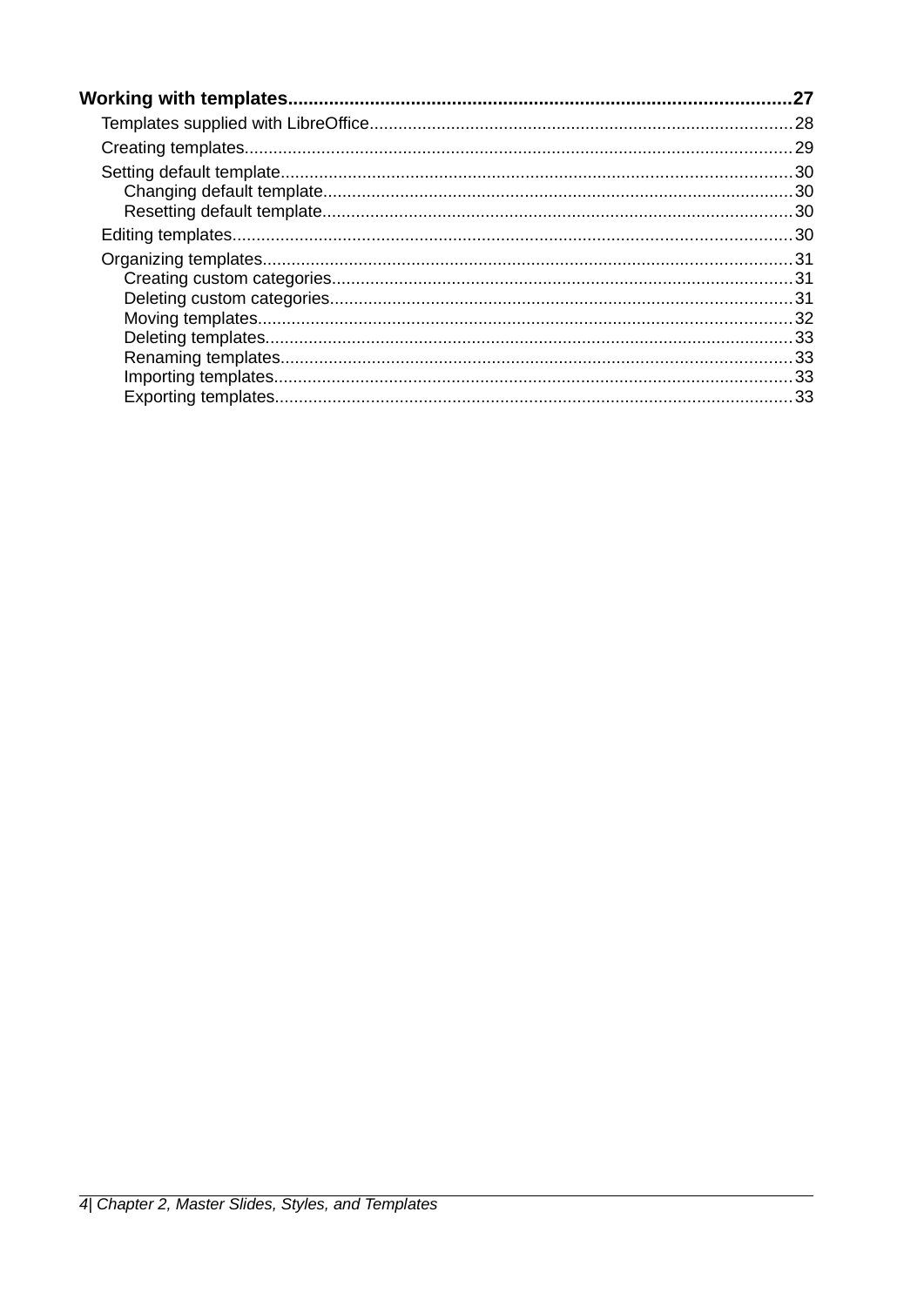**Working with templates................................................................................................27**

- Templates supplied with LibreOffice........................................................................................28
- Creating templates..................................................................................................................29
- Setting default template..........................................................................................................30
  - Changing default template.................................................................................................30
  - Resetting default template..................................................................................................30
- Editing templates.....................................................................................................................30
- Organizing templates...............................................................................................................31
  - Creating custom categories................................................................................................31
  - Deleting custom categories.................................................................................................31
  - Moving templates...............................................................................................................32
  - Deleting templates.............................................................................................................33
  - Renaming templates...........................................................................................................33
  - Importing templates............................................................................................................33
  - Exporting templates............................................................................................................33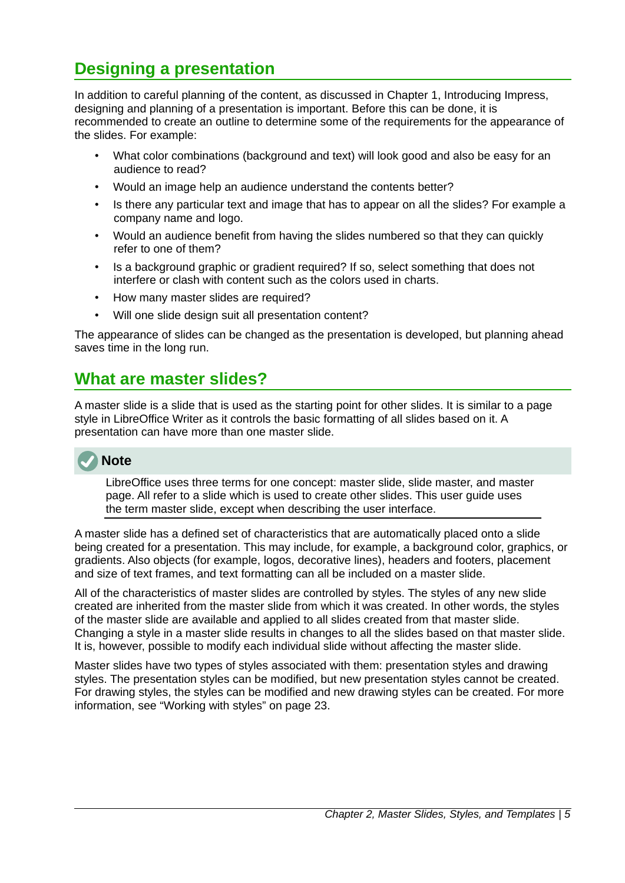## Designing a presentation

In addition to careful planning of the content, as discussed in Chapter 1, Introducing Impress, designing and planning of a presentation is important. Before this can be done, it is recommended to create an outline to determine some of the requirements for the appearance of the slides. For example:

- What color combinations (background and text) will look good and also be easy for an audience to read?
- Would an image help an audience understand the contents better?
- Is there any particular text and image that has to appear on all the slides? For example a company name and logo.
- Would an audience benefit from having the slides numbered so that they can quickly refer to one of them?
- Is a background graphic or gradient required? If so, select something that does not interfere or clash with content such as the colors used in charts.
- How many master slides are required?
- Will one slide design suit all presentation content?

The appearance of slides can be changed as the presentation is developed, but planning ahead saves time in the long run.

## What are master slides?

A master slide is a slide that is used as the starting point for other slides. It is similar to a page style in LibreOffice Writer as it controls the basic formatting of all slides based on it. A presentation can have more than one master slide.

> **Note**
>
> LibreOffice uses three terms for one concept: master slide, slide master, and master page. All refer to a slide which is used to create other slides. This user guide uses the term master slide, except when describing the user interface.

A master slide has a defined set of characteristics that are automatically placed onto a slide being created for a presentation. This may include, for example, a background color, graphics, or gradients. Also objects (for example, logos, decorative lines), headers and footers, placement and size of text frames, and text formatting can all be included on a master slide.

All of the characteristics of master slides are controlled by styles. The styles of any new slide created are inherited from the master slide from which it was created. In other words, the styles of the master slide are available and applied to all slides created from that master slide. Changing a style in a master slide results in changes to all the slides based on that master slide. It is, however, possible to modify each individual slide without affecting the master slide.

Master slides have two types of styles associated with them: presentation styles and drawing styles. The presentation styles can be modified, but new presentation styles cannot be created. For drawing styles, the styles can be modified and new drawing styles can be created. For more information, see "Working with styles" on page 23.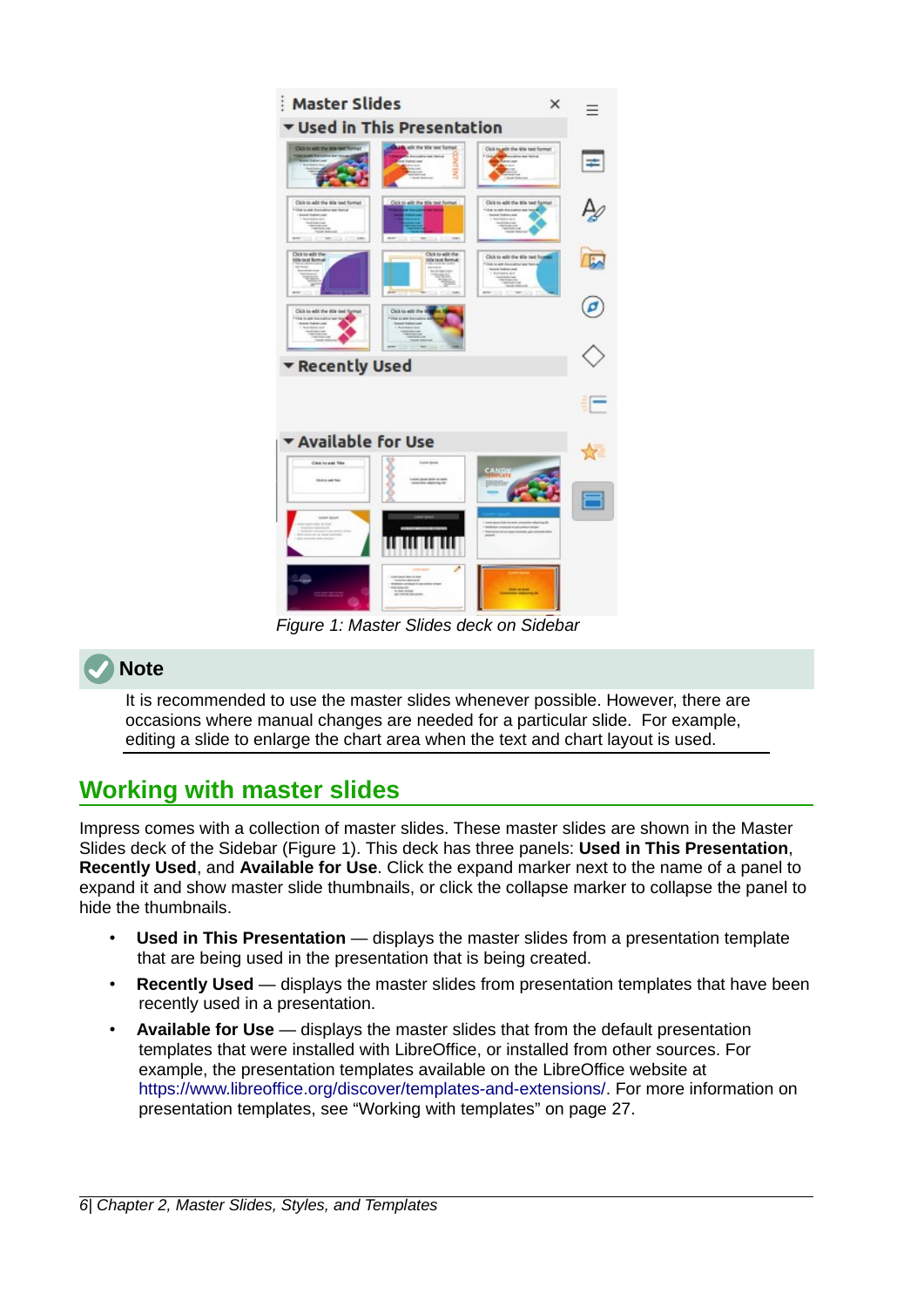Figure 1: Master Slides deck on Sidebar

**Note**

It is recommended to use the master slides whenever possible. However, there are occasions where manual changes are needed for a particular slide. For example, editing a slide to enlarge the chart area when the text and chart layout is used.

## Working with master slides

Impress comes with a collection of master slides. These master slides are shown in the Master Slides deck of the Sidebar (Figure 1). This deck has three panels: **Used in This Presentation**, **Recently Used**, and **Available for Use**. Click the expand marker next to the name of a panel to expand it and show master slide thumbnails, or click the collapse marker to collapse the panel to hide the thumbnails.

- **Used in This Presentation** — displays the master slides from a presentation template that are being used in the presentation that is being created.
- **Recently Used** — displays the master slides from presentation templates that have been recently used in a presentation.
- **Available for Use** — displays the master slides that from the default presentation templates that were installed with LibreOffice, or installed from other sources. For example, the presentation templates available on the LibreOffice website at https://www.libreoffice.org/discover/templates-and-extensions/. For more information on presentation templates, see “Working with templates” on page 27.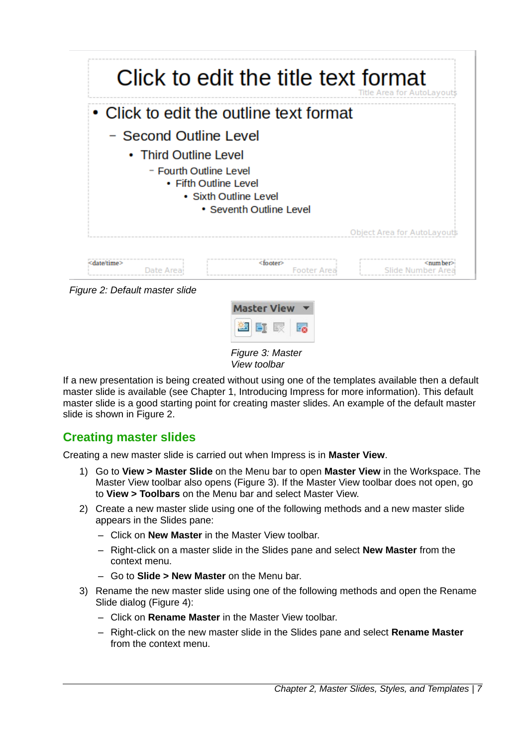Figure 2: Default master slide

Figure 3: Master View toolbar

If a new presentation is being created without using one of the templates available then a default master slide is available (see Chapter 1, Introducing Impress for more information). This default master slide is a good starting point for creating master slides. An example of the default master slide is shown in Figure 2.

## Creating master slides

Creating a new master slide is carried out when Impress is in **Master View**.

1) Go to **View > Master Slide** on the Menu bar to open **Master View** in the Workspace. The Master View toolbar also opens (Figure 3). If the Master View toolbar does not open, go to **View > Toolbars** on the Menu bar and select Master View.
2) Create a new master slide using one of the following methods and a new master slide appears in the Slides pane:
   - Click on **New Master** in the Master View toolbar.
   - Right-click on a master slide in the Slides pane and select **New Master** from the context menu.
   - Go to **Slide > New Master** on the Menu bar.
3) Rename the new master slide using one of the following methods and open the Rename Slide dialog (Figure 4):
   - Click on **Rename Master** in the Master View toolbar.
   - Right-click on the new master slide in the Slides pane and select **Rename Master** from the context menu.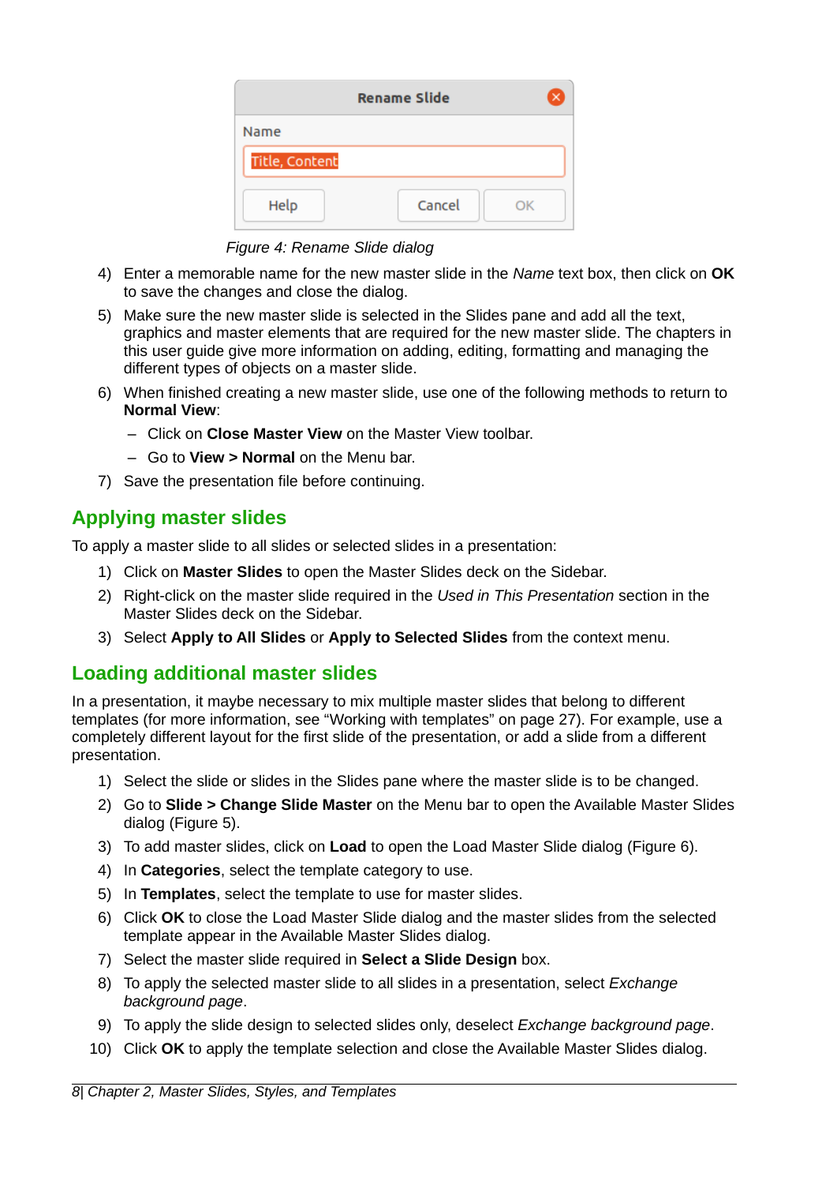Figure 4: Rename Slide dialog

4) Enter a memorable name for the new master slide in the *Name* text box, then click on **OK** to save the changes and close the dialog.
5) Make sure the new master slide is selected in the Slides pane and add all the text, graphics and master elements that are required for the new master slide. The chapters in this user guide give more information on adding, editing, formatting and managing the different types of objects on a master slide.
6) When finished creating a new master slide, use one of the following methods to return to **Normal View**:
   – Click on **Close Master View** on the Master View toolbar.
   – Go to **View > Normal** on the Menu bar.
7) Save the presentation file before continuing.

## Applying master slides

To apply a master slide to all slides or selected slides in a presentation:

1) Click on **Master Slides** to open the Master Slides deck on the Sidebar.
2) Right-click on the master slide required in the *Used in This Presentation* section in the Master Slides deck on the Sidebar.
3) Select **Apply to All Slides** or **Apply to Selected Slides** from the context menu.

## Loading additional master slides

In a presentation, it maybe necessary to mix multiple master slides that belong to different templates (for more information, see “Working with templates” on page 27). For example, use a completely different layout for the first slide of the presentation, or add a slide from a different presentation.

1) Select the slide or slides in the Slides pane where the master slide is to be changed.
2) Go to **Slide > Change Slide Master** on the Menu bar to open the Available Master Slides dialog (Figure 5).
3) To add master slides, click on **Load** to open the Load Master Slide dialog (Figure 6).
4) In **Categories**, select the template category to use.
5) In **Templates**, select the template to use for master slides.
6) Click **OK** to close the Load Master Slide dialog and the master slides from the selected template appear in the Available Master Slides dialog.
7) Select the master slide required in **Select a Slide Design** box.
8) To apply the selected master slide to all slides in a presentation, select *Exchange background page*.
9) To apply the slide design to selected slides only, deselect *Exchange background page*.
10) Click **OK** to apply the template selection and close the Available Master Slides dialog.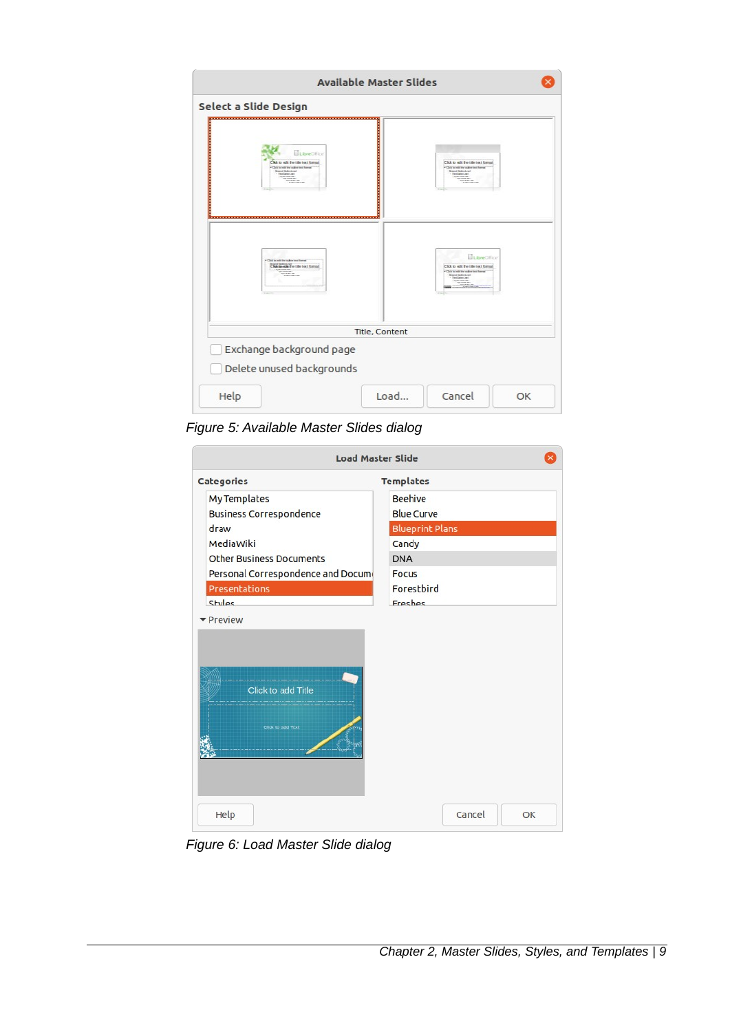Figure 5: Available Master Slides dialog

Figure 6: Load Master Slide dialog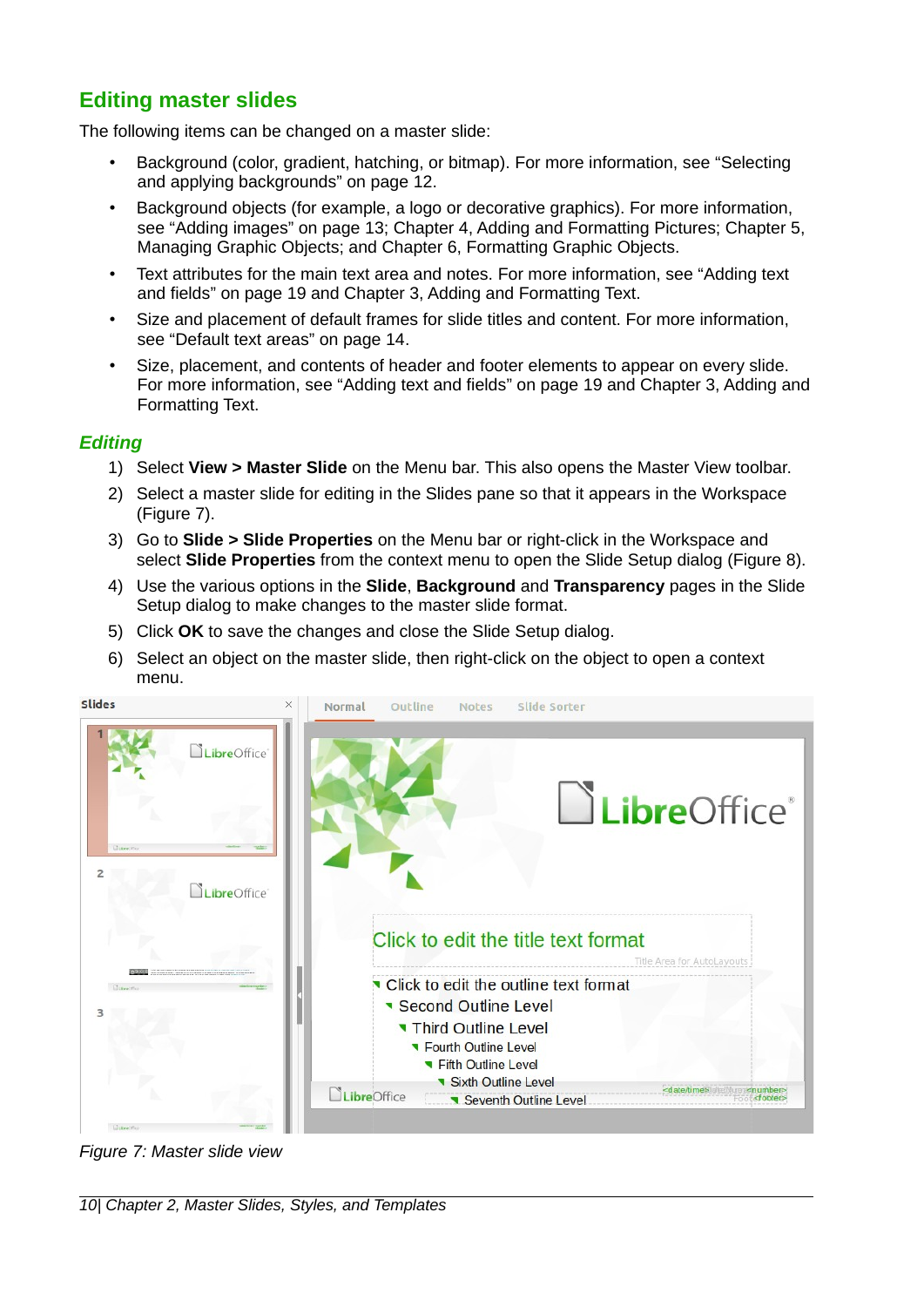## Editing master slides

The following items can be changed on a master slide:

- Background (color, gradient, hatching, or bitmap). For more information, see "Selecting and applying backgrounds" on page 12.
- Background objects (for example, a logo or decorative graphics). For more information, see "Adding images" on page 13; Chapter 4, Adding and Formatting Pictures; Chapter 5, Managing Graphic Objects; and Chapter 6, Formatting Graphic Objects.
- Text attributes for the main text area and notes. For more information, see "Adding text and fields" on page 19 and Chapter 3, Adding and Formatting Text.
- Size and placement of default frames for slide titles and content. For more information, see "Default text areas" on page 14.
- Size, placement, and contents of header and footer elements to appear on every slide. For more information, see "Adding text and fields" on page 19 and Chapter 3, Adding and Formatting Text.

### *Editing*

1) Select **View > Master Slide** on the Menu bar. This also opens the Master View toolbar.
2) Select a master slide for editing in the Slides pane so that it appears in the Workspace (Figure 7).
3) Go to **Slide > Slide Properties** on the Menu bar or right-click in the Workspace and select **Slide Properties** from the context menu to open the Slide Setup dialog (Figure 8).
4) Use the various options in the **Slide**, **Background** and **Transparency** pages in the Slide Setup dialog to make changes to the master slide format.
5) Click **OK** to save the changes and close the Slide Setup dialog.
6) Select an object on the master slide, then right-click on the object to open a context menu.

*Figure 7: Master slide view*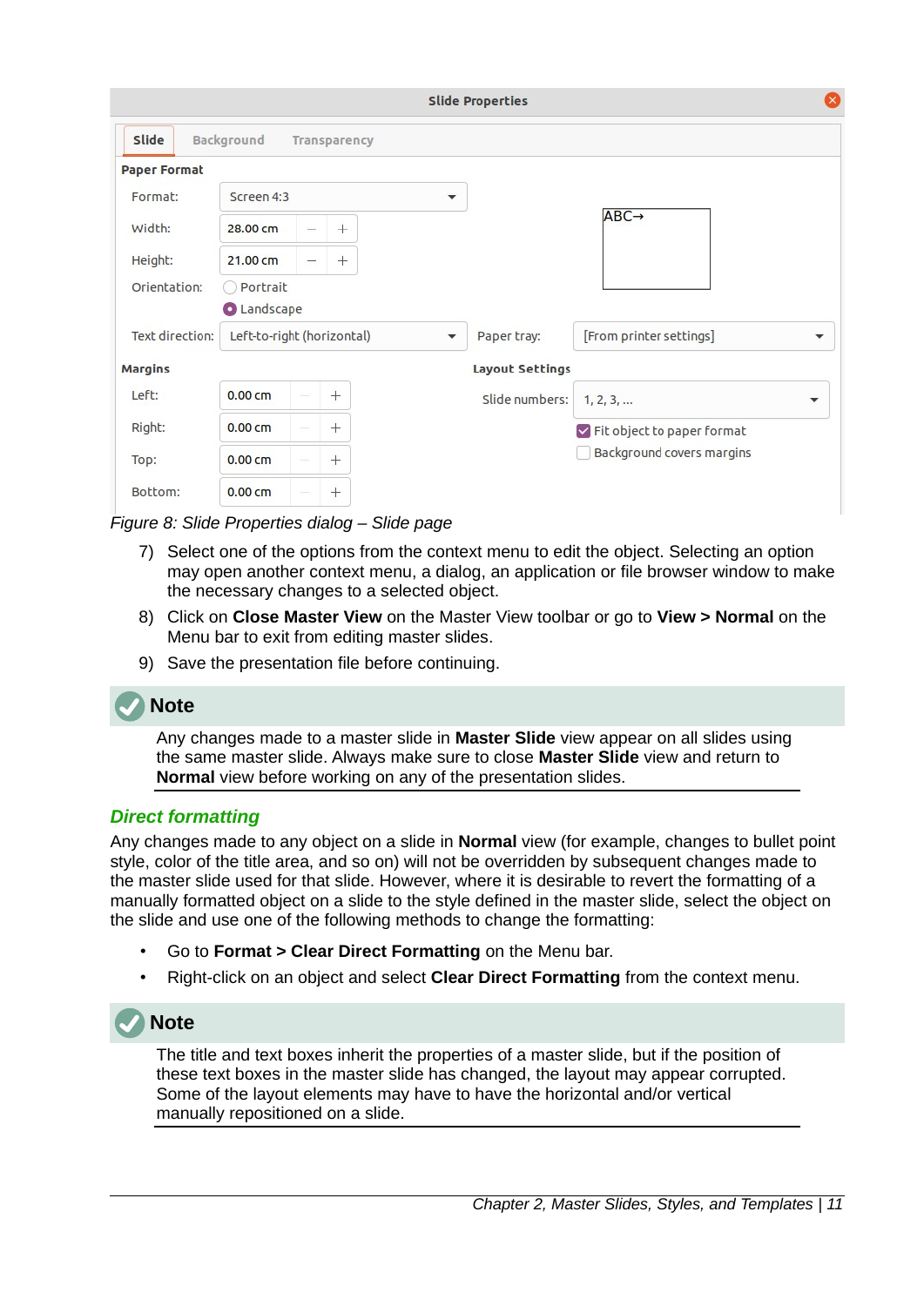Figure 8: Slide Properties dialog – Slide page

7) Select one of the options from the context menu to edit the object. Selecting an option may open another context menu, a dialog, an application or file browser window to make the necessary changes to a selected object.
8) Click on **Close Master View** on the Master View toolbar or go to **View > Normal** on the Menu bar to exit from editing master slides.
9) Save the presentation file before continuing.

**Note**

Any changes made to a master slide in **Master Slide** view appear on all slides using the same master slide. Always make sure to close **Master Slide** view and return to **Normal** view before working on any of the presentation slides.

### *Direct formatting*

Any changes made to any object on a slide in **Normal** view (for example, changes to bullet point style, color of the title area, and so on) will not be overridden by subsequent changes made to the master slide used for that slide. However, where it is desirable to revert the formatting of a manually formatted object on a slide to the style defined in the master slide, select the object on the slide and use one of the following methods to change the formatting:

- Go to **Format > Clear Direct Formatting** on the Menu bar.
- Right-click on an object and select **Clear Direct Formatting** from the context menu.

**Note**

The title and text boxes inherit the properties of a master slide, but if the position of these text boxes in the master slide has changed, the layout may appear corrupted. Some of the layout elements may have to have the horizontal and/or vertical manually repositioned on a slide.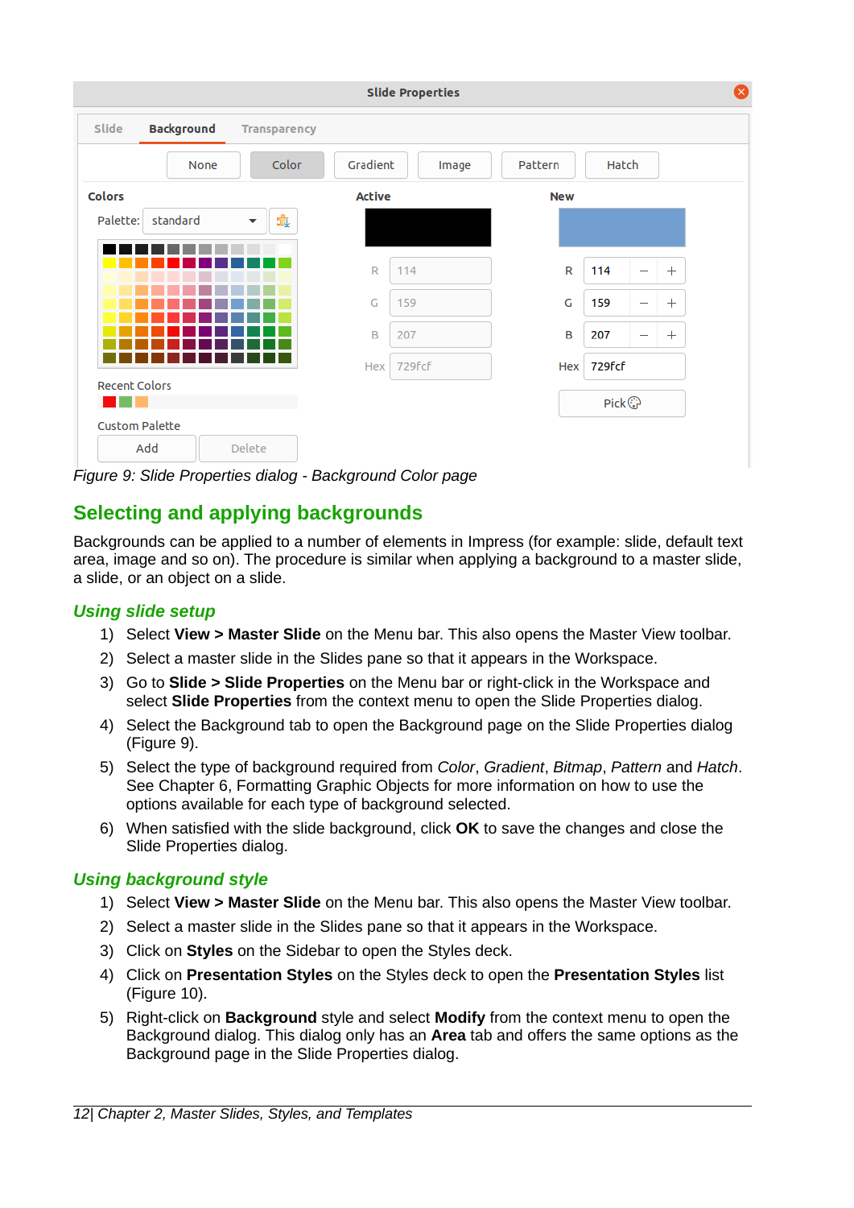Figure 9: Slide Properties dialog - Background Color page

## Selecting and applying backgrounds

Backgrounds can be applied to a number of elements in Impress (for example: slide, default text area, image and so on). The procedure is similar when applying a background to a master slide, a slide, or an object on a slide.

### Using slide setup

1) Select **View > Master Slide** on the Menu bar. This also opens the Master View toolbar.
2) Select a master slide in the Slides pane so that it appears in the Workspace.
3) Go to **Slide > Slide Properties** on the Menu bar or right-click in the Workspace and select **Slide Properties** from the context menu to open the Slide Properties dialog.
4) Select the Background tab to open the Background page on the Slide Properties dialog (Figure 9).
5) Select the type of background required from *Color*, *Gradient*, *Bitmap*, *Pattern* and *Hatch*. See Chapter 6, Formatting Graphic Objects for more information on how to use the options available for each type of background selected.
6) When satisfied with the slide background, click **OK** to save the changes and close the Slide Properties dialog.

### Using background style

1) Select **View > Master Slide** on the Menu bar. This also opens the Master View toolbar.
2) Select a master slide in the Slides pane so that it appears in the Workspace.
3) Click on **Styles** on the Sidebar to open the Styles deck.
4) Click on **Presentation Styles** on the Styles deck to open the **Presentation Styles** list (Figure 10).
5) Right-click on **Background** style and select **Modify** from the context menu to open the Background dialog. This dialog only has an **Area** tab and offers the same options as the Background page in the Slide Properties dialog.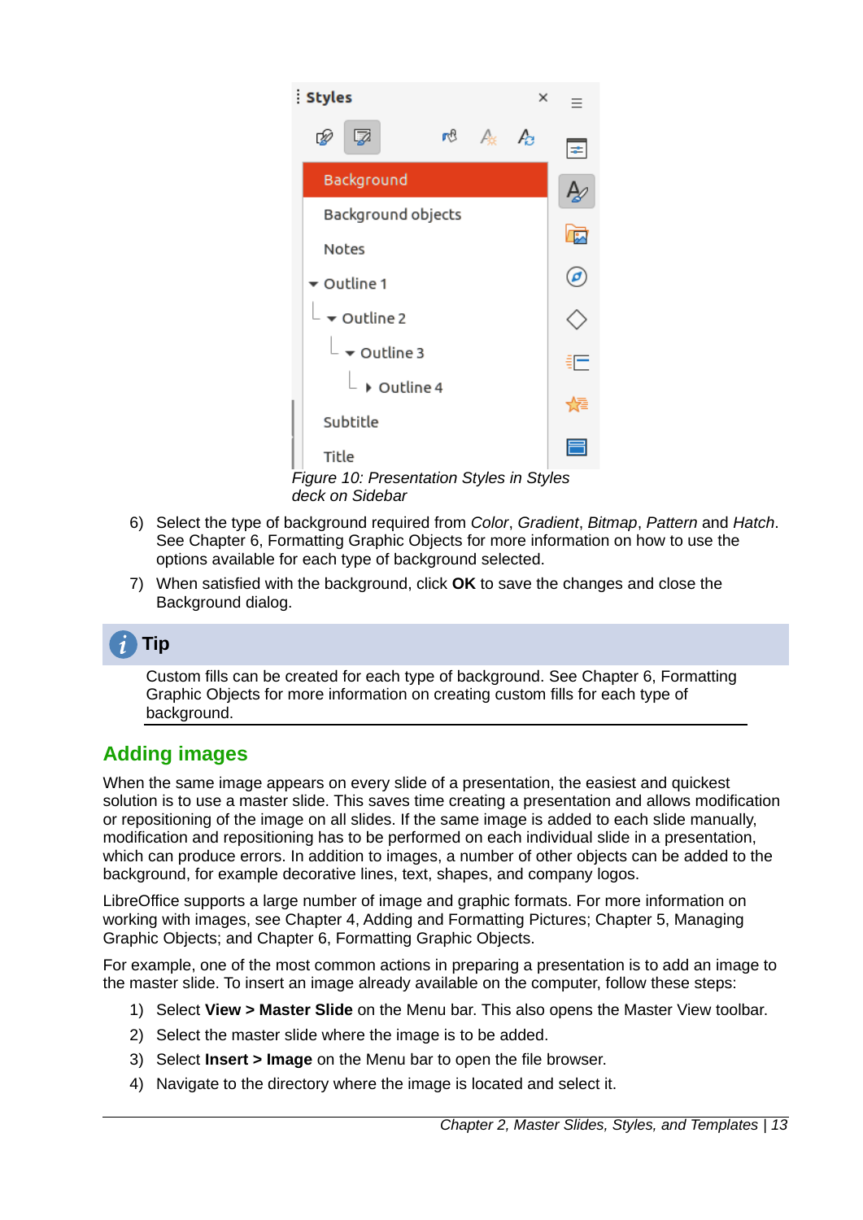Figure 10: Presentation Styles in Styles deck on Sidebar

6) Select the type of background required from *Color*, *Gradient*, *Bitmap*, *Pattern* and *Hatch*. See Chapter 6, Formatting Graphic Objects for more information on how to use the options available for each type of background selected.

7) When satisfied with the background, click **OK** to save the changes and close the Background dialog.

> **Tip**
>
> Custom fills can be created for each type of background. See Chapter 6, Formatting Graphic Objects for more information on creating custom fills for each type of background.

## Adding images

When the same image appears on every slide of a presentation, the easiest and quickest solution is to use a master slide. This saves time creating a presentation and allows modification or repositioning of the image on all slides. If the same image is added to each slide manually, modification and repositioning has to be performed on each individual slide in a presentation, which can produce errors. In addition to images, a number of other objects can be added to the background, for example decorative lines, text, shapes, and company logos.

LibreOffice supports a large number of image and graphic formats. For more information on working with images, see Chapter 4, Adding and Formatting Pictures; Chapter 5, Managing Graphic Objects; and Chapter 6, Formatting Graphic Objects.

For example, one of the most common actions in preparing a presentation is to add an image to the master slide. To insert an image already available on the computer, follow these steps:

1) Select **View > Master Slide** on the Menu bar. This also opens the Master View toolbar.
2) Select the master slide where the image is to be added.
3) Select **Insert > Image** on the Menu bar to open the file browser.
4) Navigate to the directory where the image is located and select it.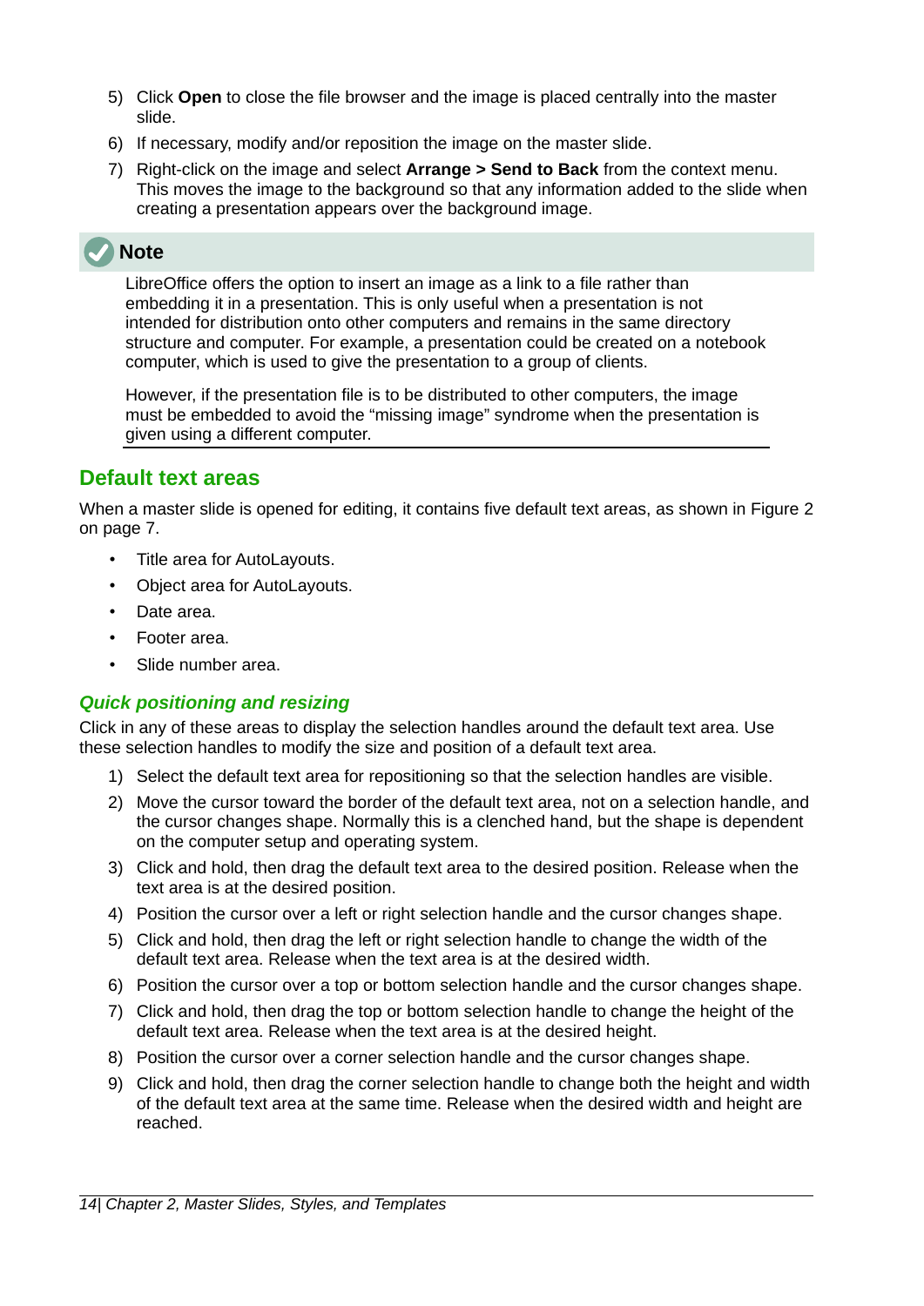5) Click **Open** to close the file browser and the image is placed centrally into the master slide.
6) If necessary, modify and/or reposition the image on the master slide.
7) Right-click on the image and select **Arrange > Send to Back** from the context menu. This moves the image to the background so that any information added to the slide when creating a presentation appears over the background image.

> **Note**
>
> LibreOffice offers the option to insert an image as a link to a file rather than embedding it in a presentation. This is only useful when a presentation is not intended for distribution onto other computers and remains in the same directory structure and computer. For example, a presentation could be created on a notebook computer, which is used to give the presentation to a group of clients.
>
> However, if the presentation file is to be distributed to other computers, the image must be embedded to avoid the "missing image" syndrome when the presentation is given using a different computer.

## Default text areas

When a master slide is opened for editing, it contains five default text areas, as shown in Figure 2 on page 7.

- Title area for AutoLayouts.
- Object area for AutoLayouts.
- Date area.
- Footer area.
- Slide number area.

### *Quick positioning and resizing*

Click in any of these areas to display the selection handles around the default text area. Use these selection handles to modify the size and position of a default text area.

1) Select the default text area for repositioning so that the selection handles are visible.
2) Move the cursor toward the border of the default text area, not on a selection handle, and the cursor changes shape. Normally this is a clenched hand, but the shape is dependent on the computer setup and operating system.
3) Click and hold, then drag the default text area to the desired position. Release when the text area is at the desired position.
4) Position the cursor over a left or right selection handle and the cursor changes shape.
5) Click and hold, then drag the left or right selection handle to change the width of the default text area. Release when the text area is at the desired width.
6) Position the cursor over a top or bottom selection handle and the cursor changes shape.
7) Click and hold, then drag the top or bottom selection handle to change the height of the default text area. Release when the text area is at the desired height.
8) Position the cursor over a corner selection handle and the cursor changes shape.
9) Click and hold, then drag the corner selection handle to change both the height and width of the default text area at the same time. Release when the desired width and height are reached.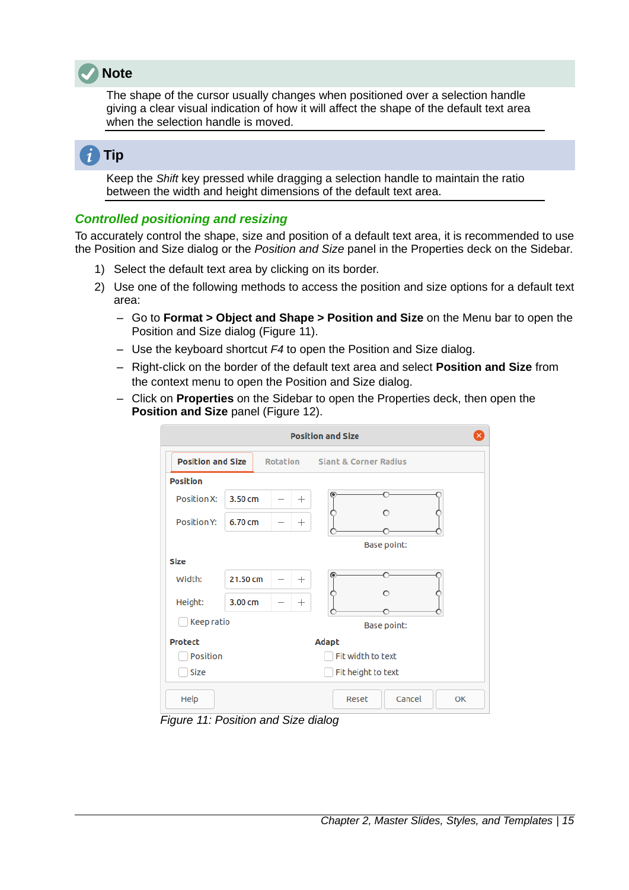**Note**

The shape of the cursor usually changes when positioned over a selection handle giving a clear visual indication of how it will affect the shape of the default text area when the selection handle is moved.

**Tip**

Keep the *Shift* key pressed while dragging a selection handle to maintain the ratio between the width and height dimensions of the default text area.

### Controlled positioning and resizing

To accurately control the shape, size and position of a default text area, it is recommended to use the Position and Size dialog or the *Position and Size* panel in the Properties deck on the Sidebar.

1) Select the default text area by clicking on its border.
2) Use one of the following methods to access the position and size options for a default text area:
   – Go to **Format > Object and Shape > Position and Size** on the Menu bar to open the Position and Size dialog (Figure 11).
   – Use the keyboard shortcut *F4* to open the Position and Size dialog.
   – Right-click on the border of the default text area and select **Position and Size** from the context menu to open the Position and Size dialog.
   – Click on **Properties** on the Sidebar to open the Properties deck, then open the **Position and Size** panel (Figure 12).

*Figure 11: Position and Size dialog*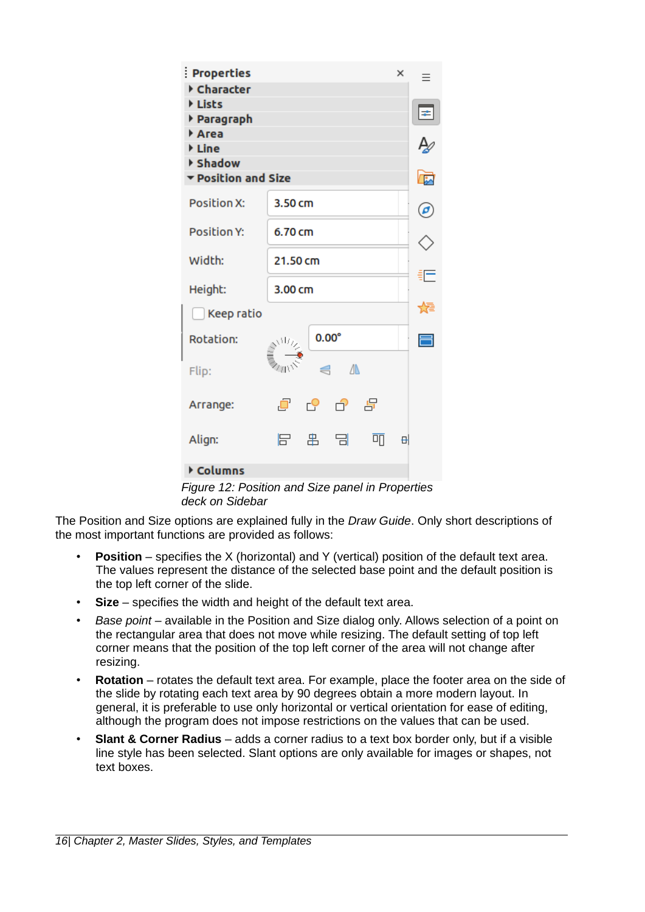Figure 12: Position and Size panel in Properties deck on Sidebar

The Position and Size options are explained fully in the *Draw Guide*. Only short descriptions of the most important functions are provided as follows:

- **Position** – specifies the X (horizontal) and Y (vertical) position of the default text area. The values represent the distance of the selected base point and the default position is the top left corner of the slide.
- **Size** – specifies the width and height of the default text area.
- *Base point* – available in the Position and Size dialog only. Allows selection of a point on the rectangular area that does not move while resizing. The default setting of top left corner means that the position of the top left corner of the area will not change after resizing.
- **Rotation** – rotates the default text area. For example, place the footer area on the side of the slide by rotating each text area by 90 degrees obtain a more modern layout. In general, it is preferable to use only horizontal or vertical orientation for ease of editing, although the program does not impose restrictions on the values that can be used.
- **Slant & Corner Radius** – adds a corner radius to a text box border only, but if a visible line style has been selected. Slant options are only available for images or shapes, not text boxes.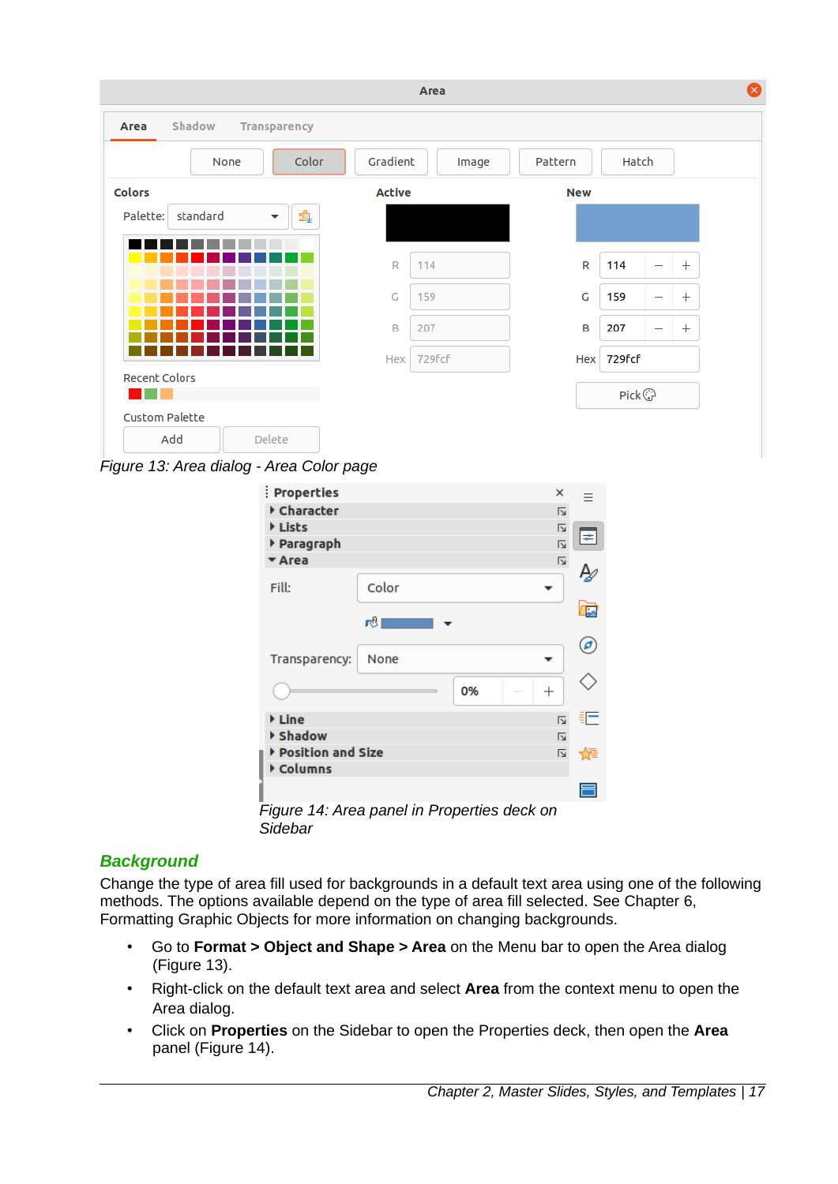Figure 13: Area dialog - Area Color page

Figure 14: Area panel in Properties deck on Sidebar

### Background

Change the type of area fill used for backgrounds in a default text area using one of the following methods. The options available depend on the type of area fill selected. See Chapter 6, Formatting Graphic Objects for more information on changing backgrounds.

- Go to **Format > Object and Shape > Area** on the Menu bar to open the Area dialog (Figure 13).
- Right-click on the default text area and select **Area** from the context menu to open the Area dialog.
- Click on **Properties** on the Sidebar to open the Properties deck, then open the **Area** panel (Figure 14).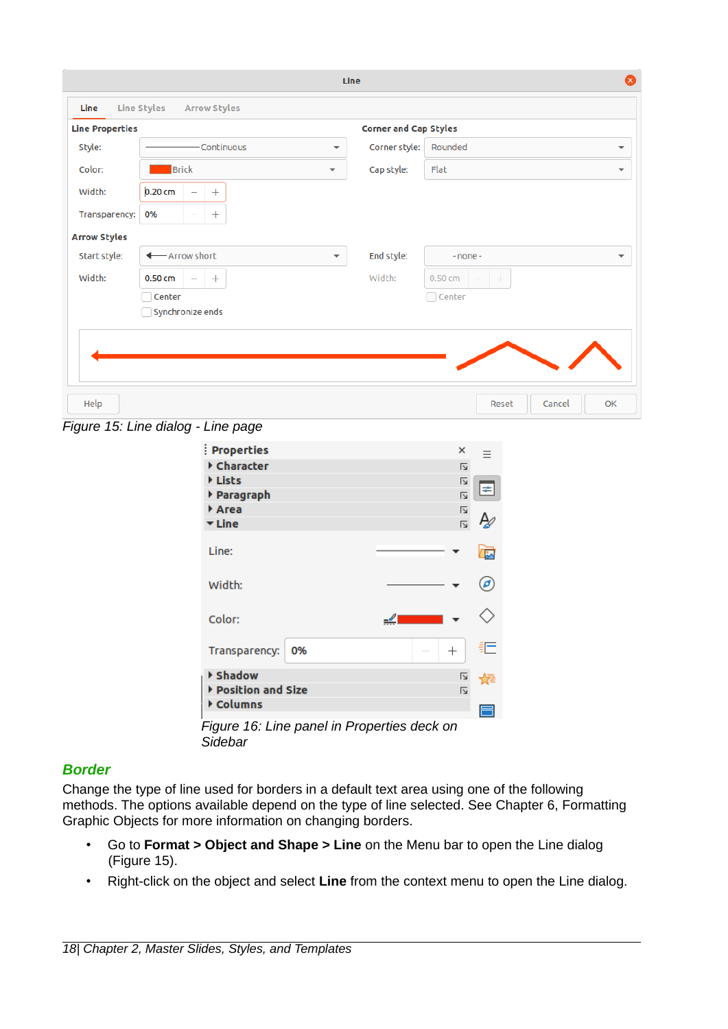Figure 15: Line dialog - Line page

Figure 16: Line panel in Properties deck on Sidebar

### Border

Change the type of line used for borders in a default text area using one of the following methods. The options available depend on the type of line selected. See Chapter 6, Formatting Graphic Objects for more information on changing borders.

- Go to **Format > Object and Shape > Line** on the Menu bar to open the Line dialog (Figure 15).
- Right-click on the object and select **Line** from the context menu to open the Line dialog.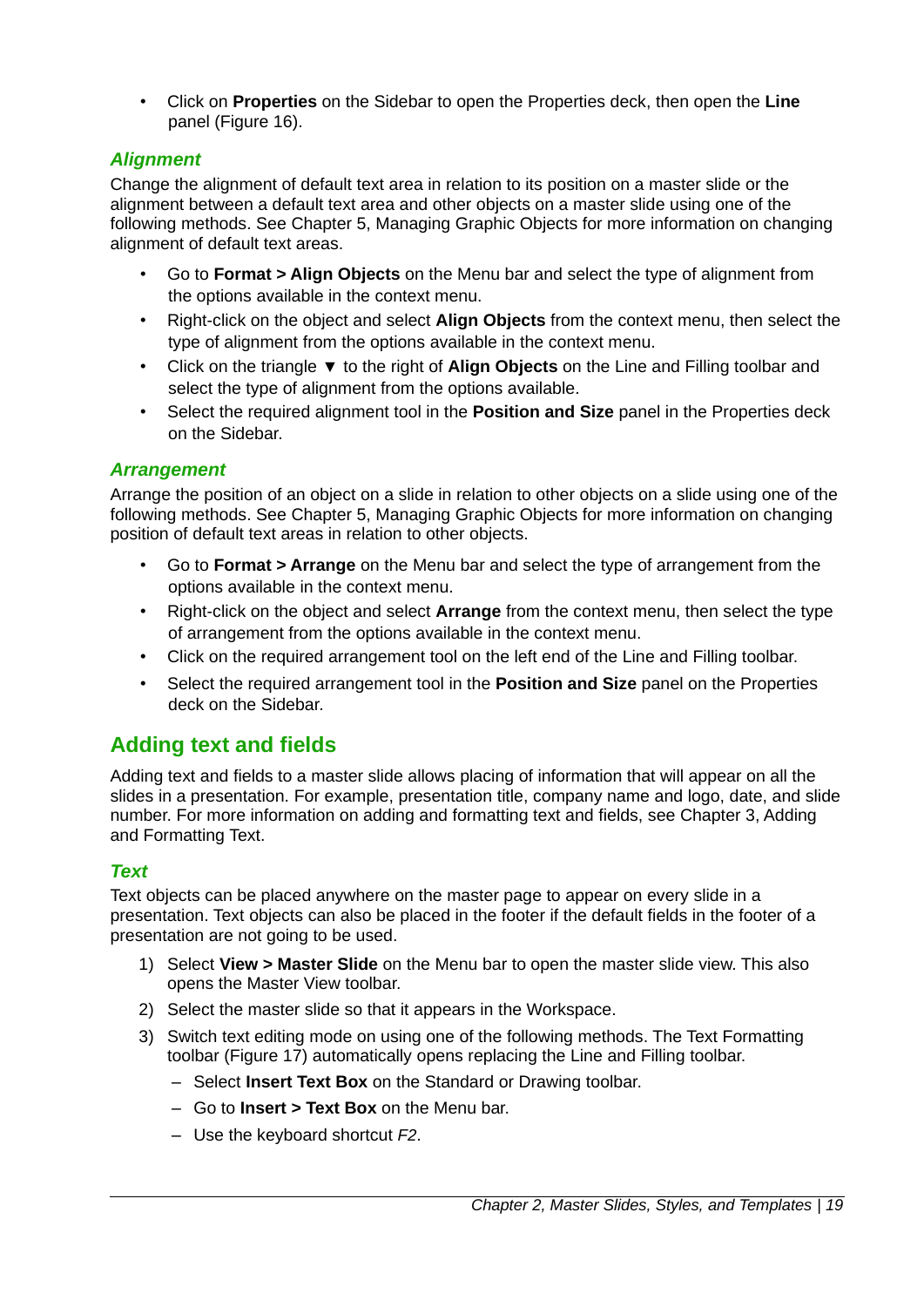- Click on **Properties** on the Sidebar to open the Properties deck, then open the **Line** panel (Figure 16).

### *Alignment*

Change the alignment of default text area in relation to its position on a master slide or the alignment between a default text area and other objects on a master slide using one of the following methods. See Chapter 5, Managing Graphic Objects for more information on changing alignment of default text areas.

- Go to **Format > Align Objects** on the Menu bar and select the type of alignment from the options available in the context menu.
- Right-click on the object and select **Align Objects** from the context menu, then select the type of alignment from the options available in the context menu.
- Click on the triangle ▼ to the right of **Align Objects** on the Line and Filling toolbar and select the type of alignment from the options available.
- Select the required alignment tool in the **Position and Size** panel in the Properties deck on the Sidebar.

### *Arrangement*

Arrange the position of an object on a slide in relation to other objects on a slide using one of the following methods. See Chapter 5, Managing Graphic Objects for more information on changing position of default text areas in relation to other objects.

- Go to **Format > Arrange** on the Menu bar and select the type of arrangement from the options available in the context menu.
- Right-click on the object and select **Arrange** from the context menu, then select the type of arrangement from the options available in the context menu.
- Click on the required arrangement tool on the left end of the Line and Filling toolbar.
- Select the required arrangement tool in the **Position and Size** panel on the Properties deck on the Sidebar.

## Adding text and fields

Adding text and fields to a master slide allows placing of information that will appear on all the slides in a presentation. For example, presentation title, company name and logo, date, and slide number. For more information on adding and formatting text and fields, see Chapter 3, Adding and Formatting Text.

### *Text*

Text objects can be placed anywhere on the master page to appear on every slide in a presentation. Text objects can also be placed in the footer if the default fields in the footer of a presentation are not going to be used.

1) Select **View > Master Slide** on the Menu bar to open the master slide view. This also opens the Master View toolbar.
2) Select the master slide so that it appears in the Workspace.
3) Switch text editing mode on using one of the following methods. The Text Formatting toolbar (Figure 17) automatically opens replacing the Line and Filling toolbar.
   – Select **Insert Text Box** on the Standard or Drawing toolbar.
   – Go to **Insert > Text Box** on the Menu bar.
   – Use the keyboard shortcut *F2*.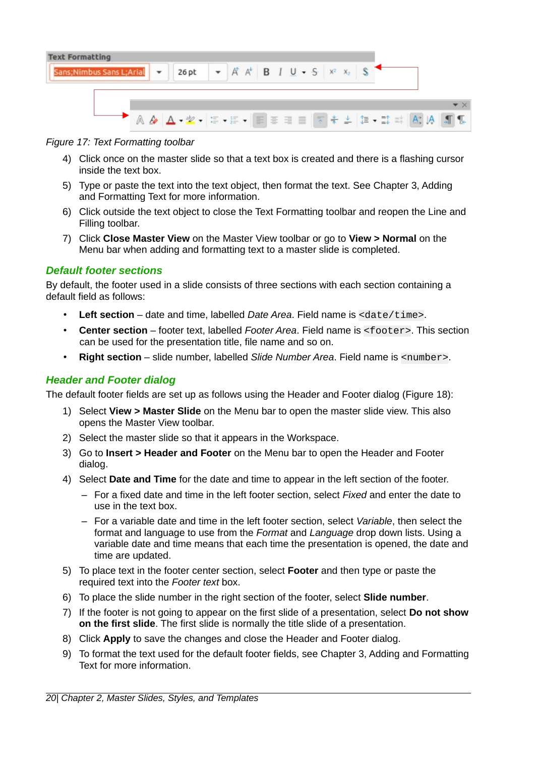Figure 17: Text Formatting toolbar

4) Click once on the master slide so that a text box is created and there is a flashing cursor inside the text box.
5) Type or paste the text into the text object, then format the text. See Chapter 3, Adding and Formatting Text for more information.
6) Click outside the text object to close the Text Formatting toolbar and reopen the Line and Filling toolbar.
7) Click **Close Master View** on the Master View toolbar or go to **View > Normal** on the Menu bar when adding and formatting text to a master slide is completed.

### Default footer sections

By default, the footer used in a slide consists of three sections with each section containing a default field as follows:

- **Left section** – date and time, labelled *Date Area*. Field name is `<date/time>`.
- **Center section** – footer text, labelled *Footer Area*. Field name is `<footer>`. This section can be used for the presentation title, file name and so on.
- **Right section** – slide number, labelled *Slide Number Area*. Field name is `<number>`.

### Header and Footer dialog

The default footer fields are set up as follows using the Header and Footer dialog (Figure 18):

1) Select **View > Master Slide** on the Menu bar to open the master slide view. This also opens the Master View toolbar.
2) Select the master slide so that it appears in the Workspace.
3) Go to **Insert > Header and Footer** on the Menu bar to open the Header and Footer dialog.
4) Select **Date and Time** for the date and time to appear in the left section of the footer.
   – For a fixed date and time in the left footer section, select *Fixed* and enter the date to use in the text box.
   – For a variable date and time in the left footer section, select *Variable*, then select the format and language to use from the *Format* and *Language* drop down lists. Using a variable date and time means that each time the presentation is opened, the date and time are updated.
5) To place text in the footer center section, select **Footer** and then type or paste the required text into the *Footer text* box.
6) To place the slide number in the right section of the footer, select **Slide number**.
7) If the footer is not going to appear on the first slide of a presentation, select **Do not show on the first slide**. The first slide is normally the title slide of a presentation.
8) Click **Apply** to save the changes and close the Header and Footer dialog.
9) To format the text used for the default footer fields, see Chapter 3, Adding and Formatting Text for more information.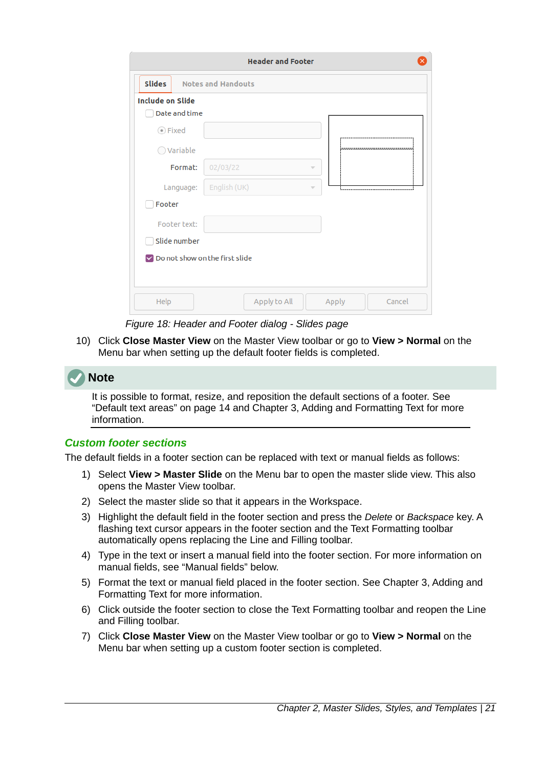Figure 18: Header and Footer dialog - Slides page

10) Click **Close Master View** on the Master View toolbar or go to **View > Normal** on the Menu bar when setting up the default footer fields is completed.

**Note**

It is possible to format, resize, and reposition the default sections of a footer. See "Default text areas" on page 14 and Chapter 3, Adding and Formatting Text for more information.

### Custom footer sections

The default fields in a footer section can be replaced with text or manual fields as follows:

1) Select **View > Master Slide** on the Menu bar to open the master slide view. This also opens the Master View toolbar.
2) Select the master slide so that it appears in the Workspace.
3) Highlight the default field in the footer section and press the *Delete* or *Backspace* key. A flashing text cursor appears in the footer section and the Text Formatting toolbar automatically opens replacing the Line and Filling toolbar.
4) Type in the text or insert a manual field into the footer section. For more information on manual fields, see "Manual fields" below.
5) Format the text or manual field placed in the footer section. See Chapter 3, Adding and Formatting Text for more information.
6) Click outside the footer section to close the Text Formatting toolbar and reopen the Line and Filling toolbar.
7) Click **Close Master View** on the Master View toolbar or go to **View > Normal** on the Menu bar when setting up a custom footer section is completed.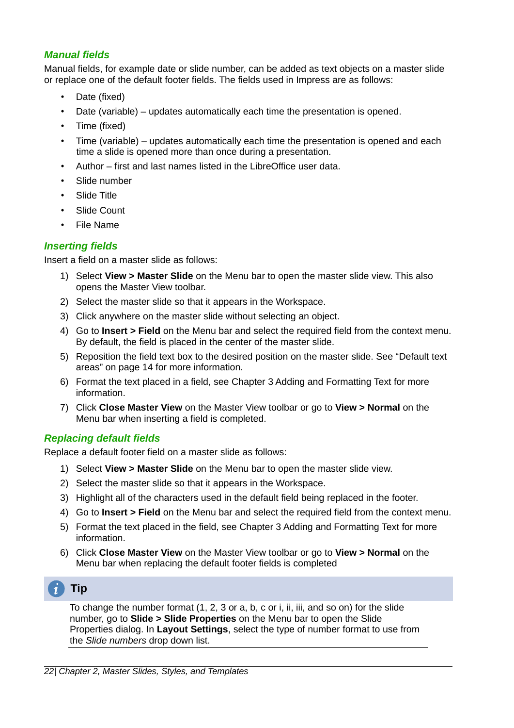### *Manual fields*

Manual fields, for example date or slide number, can be added as text objects on a master slide or replace one of the default footer fields. The fields used in Impress are as follows:

- Date (fixed)
- Date (variable) – updates automatically each time the presentation is opened.
- Time (fixed)
- Time (variable) – updates automatically each time the presentation is opened and each time a slide is opened more than once during a presentation.
- Author – first and last names listed in the LibreOffice user data.
- Slide number
- Slide Title
- Slide Count
- File Name

### *Inserting fields*

Insert a field on a master slide as follows:

1) Select **View > Master Slide** on the Menu bar to open the master slide view. This also opens the Master View toolbar.
2) Select the master slide so that it appears in the Workspace.
3) Click anywhere on the master slide without selecting an object.
4) Go to **Insert > Field** on the Menu bar and select the required field from the context menu. By default, the field is placed in the center of the master slide.
5) Reposition the field text box to the desired position on the master slide. See “Default text areas” on page 14 for more information.
6) Format the text placed in a field, see Chapter 3 Adding and Formatting Text for more information.
7) Click **Close Master View** on the Master View toolbar or go to **View > Normal** on the Menu bar when inserting a field is completed.

### *Replacing default fields*

Replace a default footer field on a master slide as follows:

1) Select **View > Master Slide** on the Menu bar to open the master slide view.
2) Select the master slide so that it appears in the Workspace.
3) Highlight all of the characters used in the default field being replaced in the footer.
4) Go to **Insert > Field** on the Menu bar and select the required field from the context menu.
5) Format the text placed in the field, see Chapter 3 Adding and Formatting Text for more information.
6) Click **Close Master View** on the Master View toolbar or go to **View > Normal** on the Menu bar when replacing the default footer fields is completed

**Tip**

To change the number format (1, 2, 3 or a, b, c or i, ii, iii, and so on) for the slide number, go to **Slide > Slide Properties** on the Menu bar to open the Slide Properties dialog. In **Layout Settings**, select the type of number format to use from the *Slide numbers* drop down list.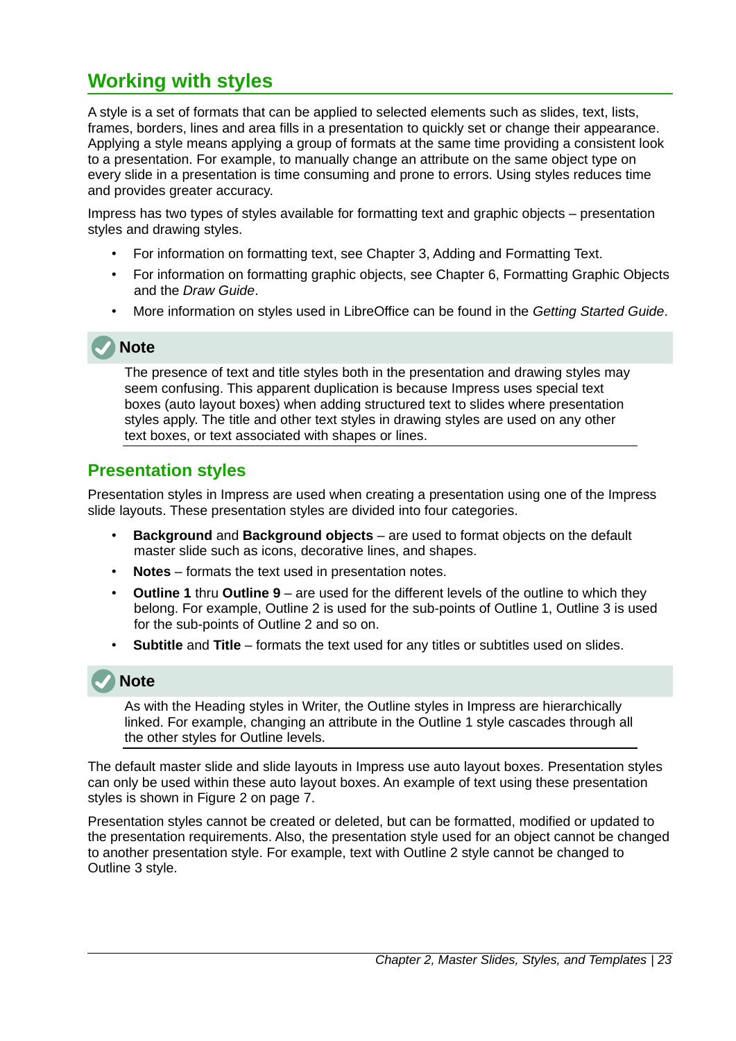## Working with styles

A style is a set of formats that can be applied to selected elements such as slides, text, lists, frames, borders, lines and area fills in a presentation to quickly set or change their appearance. Applying a style means applying a group of formats at the same time providing a consistent look to a presentation. For example, to manually change an attribute on the same object type on every slide in a presentation is time consuming and prone to errors. Using styles reduces time and provides greater accuracy.

Impress has two types of styles available for formatting text and graphic objects – presentation styles and drawing styles.

- For information on formatting text, see Chapter 3, Adding and Formatting Text.
- For information on formatting graphic objects, see Chapter 6, Formatting Graphic Objects and the *Draw Guide*.
- More information on styles used in LibreOffice can be found in the *Getting Started Guide*.

**Note**

The presence of text and title styles both in the presentation and drawing styles may seem confusing. This apparent duplication is because Impress uses special text boxes (auto layout boxes) when adding structured text to slides where presentation styles apply. The title and other text styles in drawing styles are used on any other text boxes, or text associated with shapes or lines.

### Presentation styles

Presentation styles in Impress are used when creating a presentation using one of the Impress slide layouts. These presentation styles are divided into four categories.

- **Background** and **Background objects** – are used to format objects on the default master slide such as icons, decorative lines, and shapes.
- **Notes** – formats the text used in presentation notes.
- **Outline 1** thru **Outline 9** – are used for the different levels of the outline to which they belong. For example, Outline 2 is used for the sub-points of Outline 1, Outline 3 is used for the sub-points of Outline 2 and so on.
- **Subtitle** and **Title** – formats the text used for any titles or subtitles used on slides.

**Note**

As with the Heading styles in Writer, the Outline styles in Impress are hierarchically linked. For example, changing an attribute in the Outline 1 style cascades through all the other styles for Outline levels.

The default master slide and slide layouts in Impress use auto layout boxes. Presentation styles can only be used within these auto layout boxes. An example of text using these presentation styles is shown in Figure 2 on page 7.

Presentation styles cannot be created or deleted, but can be formatted, modified or updated to the presentation requirements. Also, the presentation style used for an object cannot be changed to another presentation style. For example, text with Outline 2 style cannot be changed to Outline 3 style.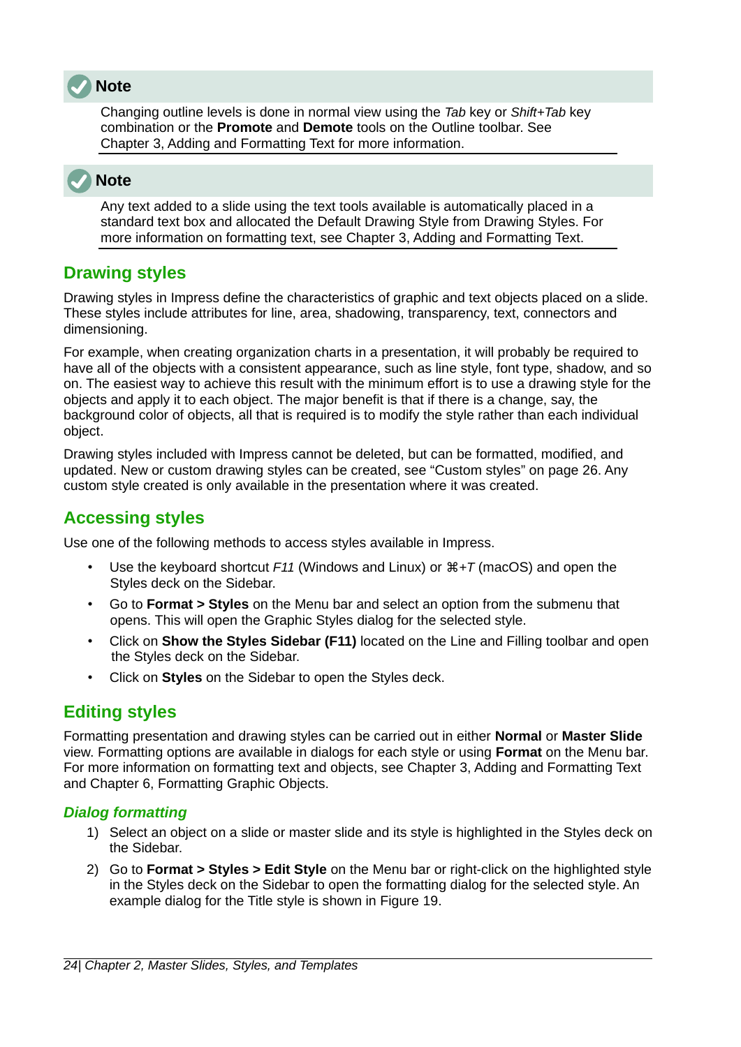**Note**

Changing outline levels is done in normal view using the *Tab* key or *Shift+Tab* key combination or the **Promote** and **Demote** tools on the Outline toolbar. See Chapter 3, Adding and Formatting Text for more information.

**Note**

Any text added to a slide using the text tools available is automatically placed in a standard text box and allocated the Default Drawing Style from Drawing Styles. For more information on formatting text, see Chapter 3, Adding and Formatting Text.

## Drawing styles

Drawing styles in Impress define the characteristics of graphic and text objects placed on a slide. These styles include attributes for line, area, shadowing, transparency, text, connectors and dimensioning.

For example, when creating organization charts in a presentation, it will probably be required to have all of the objects with a consistent appearance, such as line style, font type, shadow, and so on. The easiest way to achieve this result with the minimum effort is to use a drawing style for the objects and apply it to each object. The major benefit is that if there is a change, say, the background color of objects, all that is required is to modify the style rather than each individual object.

Drawing styles included with Impress cannot be deleted, but can be formatted, modified, and updated. New or custom drawing styles can be created, see “Custom styles” on page 26. Any custom style created is only available in the presentation where it was created.

## Accessing styles

Use one of the following methods to access styles available in Impress.

- Use the keyboard shortcut *F11* (Windows and Linux) or *⌘+T* (macOS) and open the Styles deck on the Sidebar.
- Go to **Format > Styles** on the Menu bar and select an option from the submenu that opens. This will open the Graphic Styles dialog for the selected style.
- Click on **Show the Styles Sidebar (F11)** located on the Line and Filling toolbar and open the Styles deck on the Sidebar.
- Click on **Styles** on the Sidebar to open the Styles deck.

## Editing styles

Formatting presentation and drawing styles can be carried out in either **Normal** or **Master Slide** view. Formatting options are available in dialogs for each style or using **Format** on the Menu bar. For more information on formatting text and objects, see Chapter 3, Adding and Formatting Text and Chapter 6, Formatting Graphic Objects.

### *Dialog formatting*

1) Select an object on a slide or master slide and its style is highlighted in the Styles deck on the Sidebar.
2) Go to **Format > Styles > Edit Style** on the Menu bar or right-click on the highlighted style in the Styles deck on the Sidebar to open the formatting dialog for the selected style. An example dialog for the Title style is shown in Figure 19.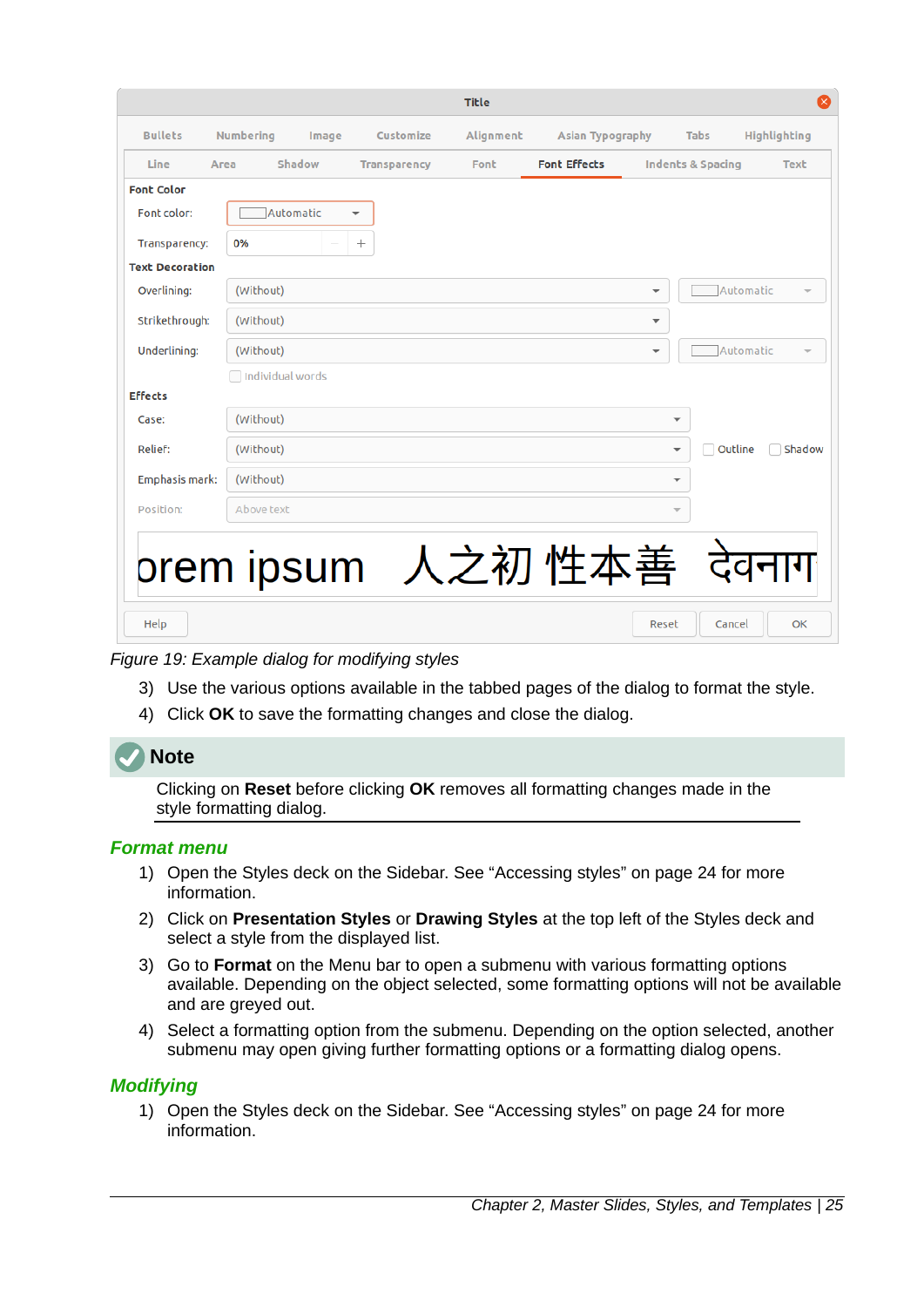*Figure 19: Example dialog for modifying styles*

3) Use the various options available in the tabbed pages of the dialog to format the style.
4) Click **OK** to save the formatting changes and close the dialog.

**Note**

Clicking on **Reset** before clicking **OK** removes all formatting changes made in the style formatting dialog.

### Format menu

1) Open the Styles deck on the Sidebar. See “Accessing styles” on page 24 for more information.
2) Click on **Presentation Styles** or **Drawing Styles** at the top left of the Styles deck and select a style from the displayed list.
3) Go to **Format** on the Menu bar to open a submenu with various formatting options available. Depending on the object selected, some formatting options will not be available and are greyed out.
4) Select a formatting option from the submenu. Depending on the option selected, another submenu may open giving further formatting options or a formatting dialog opens.

### Modifying

1) Open the Styles deck on the Sidebar. See “Accessing styles” on page 24 for more information.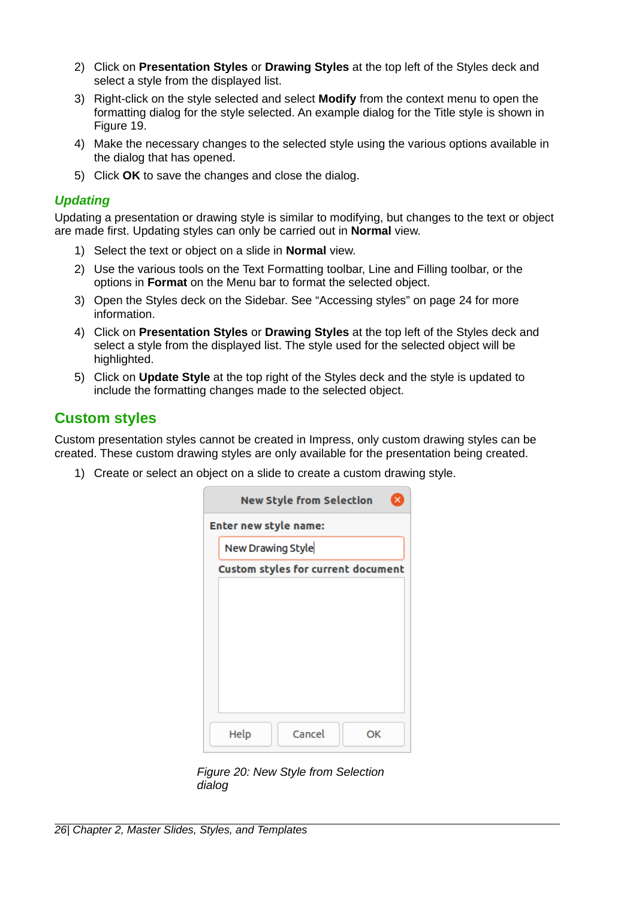2) Click on **Presentation Styles** or **Drawing Styles** at the top left of the Styles deck and select a style from the displayed list.
3) Right-click on the style selected and select **Modify** from the context menu to open the formatting dialog for the style selected. An example dialog for the Title style is shown in Figure 19.
4) Make the necessary changes to the selected style using the various options available in the dialog that has opened.
5) Click **OK** to save the changes and close the dialog.

### *Updating*

Updating a presentation or drawing style is similar to modifying, but changes to the text or object are made first. Updating styles can only be carried out in **Normal** view.

1) Select the text or object on a slide in **Normal** view.
2) Use the various tools on the Text Formatting toolbar, Line and Filling toolbar, or the options in **Format** on the Menu bar to format the selected object.
3) Open the Styles deck on the Sidebar. See "Accessing styles" on page 24 for more information.
4) Click on **Presentation Styles** or **Drawing Styles** at the top left of the Styles deck and select a style from the displayed list. The style used for the selected object will be highlighted.
5) Click on **Update Style** at the top right of the Styles deck and the style is updated to include the formatting changes made to the selected object.

## Custom styles

Custom presentation styles cannot be created in Impress, only custom drawing styles can be created. These custom drawing styles are only available for the presentation being created.

1) Create or select an object on a slide to create a custom drawing style.

New Style from Selection

Enter new style name:

New Drawing Style

Custom styles for current document

Help Cancel OK

*Figure 20: New Style from Selection dialog*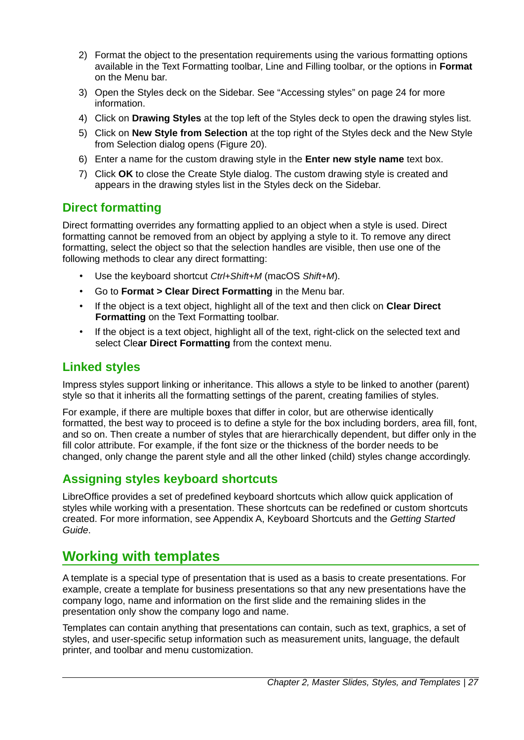2) Format the object to the presentation requirements using the various formatting options available in the Text Formatting toolbar, Line and Filling toolbar, or the options in **Format** on the Menu bar.
3) Open the Styles deck on the Sidebar. See "Accessing styles" on page 24 for more information.
4) Click on **Drawing Styles** at the top left of the Styles deck to open the drawing styles list.
5) Click on **New Style from Selection** at the top right of the Styles deck and the New Style from Selection dialog opens (Figure 20).
6) Enter a name for the custom drawing style in the **Enter new style name** text box.
7) Click **OK** to close the Create Style dialog. The custom drawing style is created and appears in the drawing styles list in the Styles deck on the Sidebar.

### Direct formatting

Direct formatting overrides any formatting applied to an object when a style is used. Direct formatting cannot be removed from an object by applying a style to it. To remove any direct formatting, select the object so that the selection handles are visible, then use one of the following methods to clear any direct formatting:

- Use the keyboard shortcut *Ctrl+Shift+M* (macOS *Shift+M*).
- Go to **Format > Clear Direct Formatting** in the Menu bar.
- If the object is a text object, highlight all of the text and then click on **Clear Direct Formatting** on the Text Formatting toolbar.
- If the object is a text object, highlight all of the text, right-click on the selected text and select Cle**ar Direct Formatting** from the context menu.

### Linked styles

Impress styles support linking or inheritance. This allows a style to be linked to another (parent) style so that it inherits all the formatting settings of the parent, creating families of styles.

For example, if there are multiple boxes that differ in color, but are otherwise identically formatted, the best way to proceed is to define a style for the box including borders, area fill, font, and so on. Then create a number of styles that are hierarchically dependent, but differ only in the fill color attribute. For example, if the font size or the thickness of the border needs to be changed, only change the parent style and all the other linked (child) styles change accordingly.

### Assigning styles keyboard shortcuts

LibreOffice provides a set of predefined keyboard shortcuts which allow quick application of styles while working with a presentation. These shortcuts can be redefined or custom shortcuts created. For more information, see Appendix A, Keyboard Shortcuts and the *Getting Started Guide*.

## Working with templates

A template is a special type of presentation that is used as a basis to create presentations. For example, create a template for business presentations so that any new presentations have the company logo, name and information on the first slide and the remaining slides in the presentation only show the company logo and name.

Templates can contain anything that presentations can contain, such as text, graphics, a set of styles, and user-specific setup information such as measurement units, language, the default printer, and toolbar and menu customization.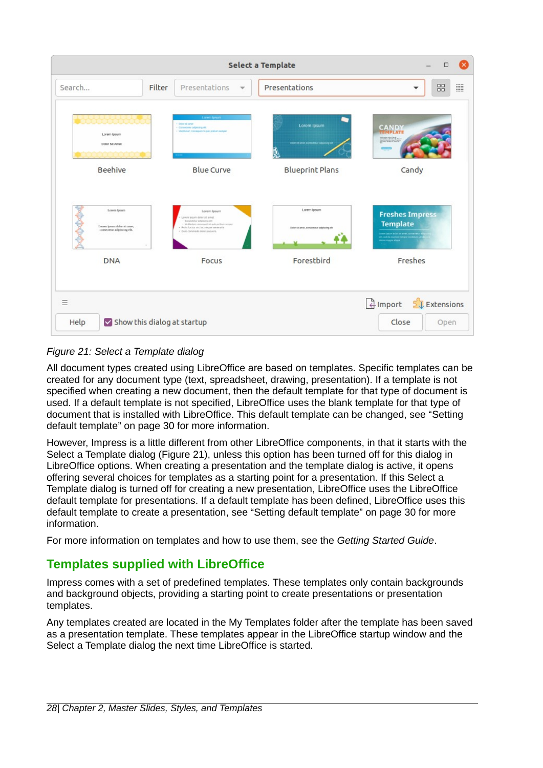*Figure 21: Select a Template dialog*

All document types created using LibreOffice are based on templates. Specific templates can be created for any document type (text, spreadsheet, drawing, presentation). If a template is not specified when creating a new document, then the default template for that type of document is used. If a default template is not specified, LibreOffice uses the blank template for that type of document that is installed with LibreOffice. This default template can be changed, see “Setting default template” on page 30 for more information.

However, Impress is a little different from other LibreOffice components, in that it starts with the Select a Template dialog (Figure 21), unless this option has been turned off for this dialog in LibreOffice options. When creating a presentation and the template dialog is active, it opens offering several choices for templates as a starting point for a presentation. If this Select a Template dialog is turned off for creating a new presentation, LibreOffice uses the LibreOffice default template for presentations. If a default template has been defined, LibreOffice uses this default template to create a presentation, see “Setting default template” on page 30 for more information.

For more information on templates and how to use them, see the *Getting Started Guide*.

## Templates supplied with LibreOffice

Impress comes with a set of predefined templates. These templates only contain backgrounds and background objects, providing a starting point to create presentations or presentation templates.

Any templates created are located in the My Templates folder after the template has been saved as a presentation template. These templates appear in the LibreOffice startup window and the Select a Template dialog the next time LibreOffice is started.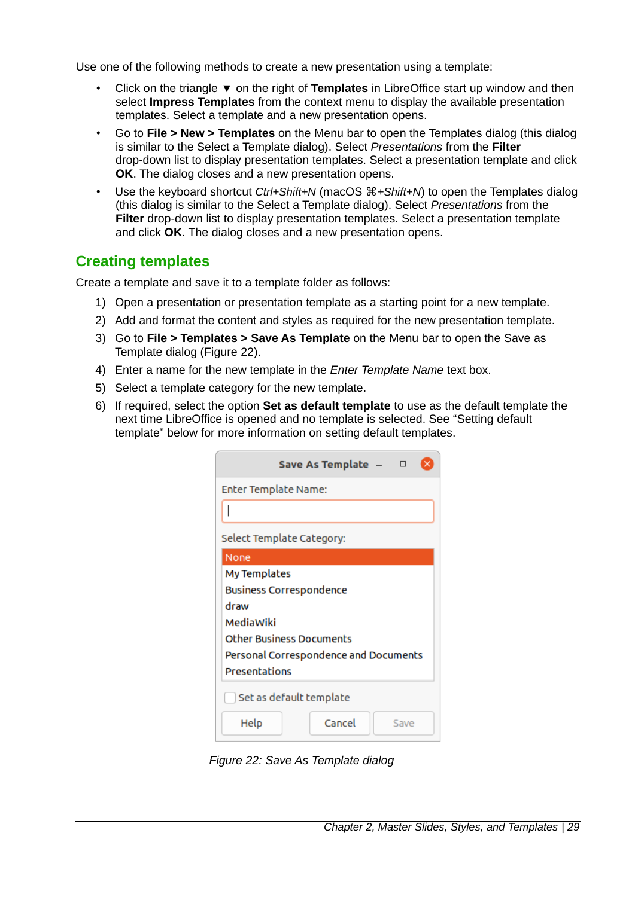Use one of the following methods to create a new presentation using a template:

- Click on the triangle ▼ on the right of **Templates** in LibreOffice start up window and then select **Impress Templates** from the context menu to display the available presentation templates. Select a template and a new presentation opens.
- Go to **File > New > Templates** on the Menu bar to open the Templates dialog (this dialog is similar to the Select a Template dialog). Select *Presentations* from the **Filter** drop-down list to display presentation templates. Select a presentation template and click **OK**. The dialog closes and a new presentation opens.
- Use the keyboard shortcut *Ctrl+Shift+N* (macOS ⌘*+Shift+N*) to open the Templates dialog (this dialog is similar to the Select a Template dialog). Select *Presentations* from the **Filter** drop-down list to display presentation templates. Select a presentation template and click **OK**. The dialog closes and a new presentation opens.

## Creating templates

Create a template and save it to a template folder as follows:

1) Open a presentation or presentation template as a starting point for a new template.
2) Add and format the content and styles as required for the new presentation template.
3) Go to **File > Templates > Save As Template** on the Menu bar to open the Save as Template dialog (Figure 22).
4) Enter a name for the new template in the *Enter Template Name* text box.
5) Select a template category for the new template.
6) If required, select the option **Set as default template** to use as the default template the next time LibreOffice is opened and no template is selected. See “Setting default template” below for more information on setting default templates.

Save As Template

Enter Template Name:

Select Template Category:

None
My Templates
Business Correspondence
draw
MediaWiki
Other Business Documents
Personal Correspondence and Documents
Presentations

Set as default template

Help
Cancel
Save

*Figure 22: Save As Template dialog*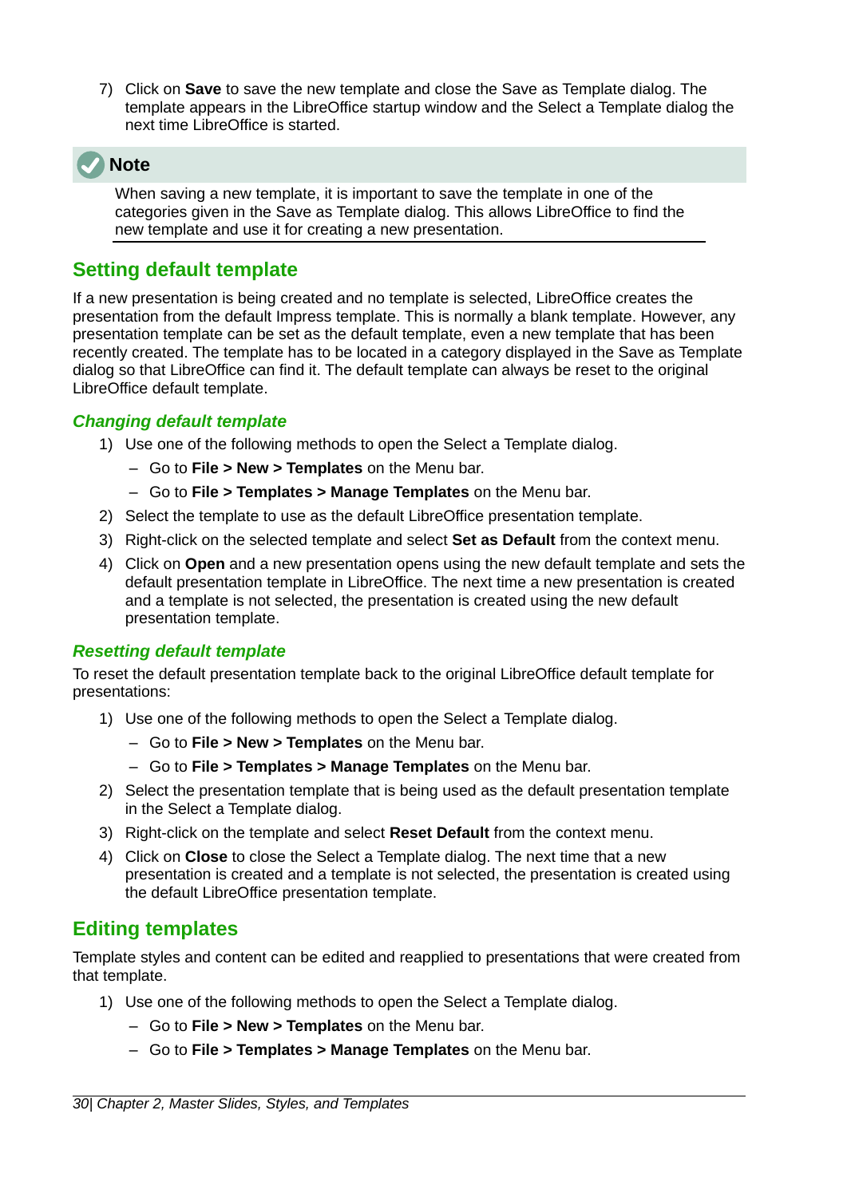7) Click on **Save** to save the new template and close the Save as Template dialog. The template appears in the LibreOffice startup window and the Select a Template dialog the next time LibreOffice is started.

> **Note**
>
> When saving a new template, it is important to save the template in one of the categories given in the Save as Template dialog. This allows LibreOffice to find the new template and use it for creating a new presentation.

## Setting default template

If a new presentation is being created and no template is selected, LibreOffice creates the presentation from the default Impress template. This is normally a blank template. However, any presentation template can be set as the default template, even a new template that has been recently created. The template has to be located in a category displayed in the Save as Template dialog so that LibreOffice can find it. The default template can always be reset to the original LibreOffice default template.

### *Changing default template*

1) Use one of the following methods to open the Select a Template dialog.
   - Go to **File > New > Templates** on the Menu bar.
   - Go to **File > Templates > Manage Templates** on the Menu bar.
2) Select the template to use as the default LibreOffice presentation template.
3) Right-click on the selected template and select **Set as Default** from the context menu.
4) Click on **Open** and a new presentation opens using the new default template and sets the default presentation template in LibreOffice. The next time a new presentation is created and a template is not selected, the presentation is created using the new default presentation template.

### *Resetting default template*

To reset the default presentation template back to the original LibreOffice default template for presentations:

1) Use one of the following methods to open the Select a Template dialog.
   - Go to **File > New > Templates** on the Menu bar.
   - Go to **File > Templates > Manage Templates** on the Menu bar.
2) Select the presentation template that is being used as the default presentation template in the Select a Template dialog.
3) Right-click on the template and select **Reset Default** from the context menu.
4) Click on **Close** to close the Select a Template dialog. The next time that a new presentation is created and a template is not selected, the presentation is created using the default LibreOffice presentation template.

## Editing templates

Template styles and content can be edited and reapplied to presentations that were created from that template.

1) Use one of the following methods to open the Select a Template dialog.
   - Go to **File > New > Templates** on the Menu bar.
   - Go to **File > Templates > Manage Templates** on the Menu bar.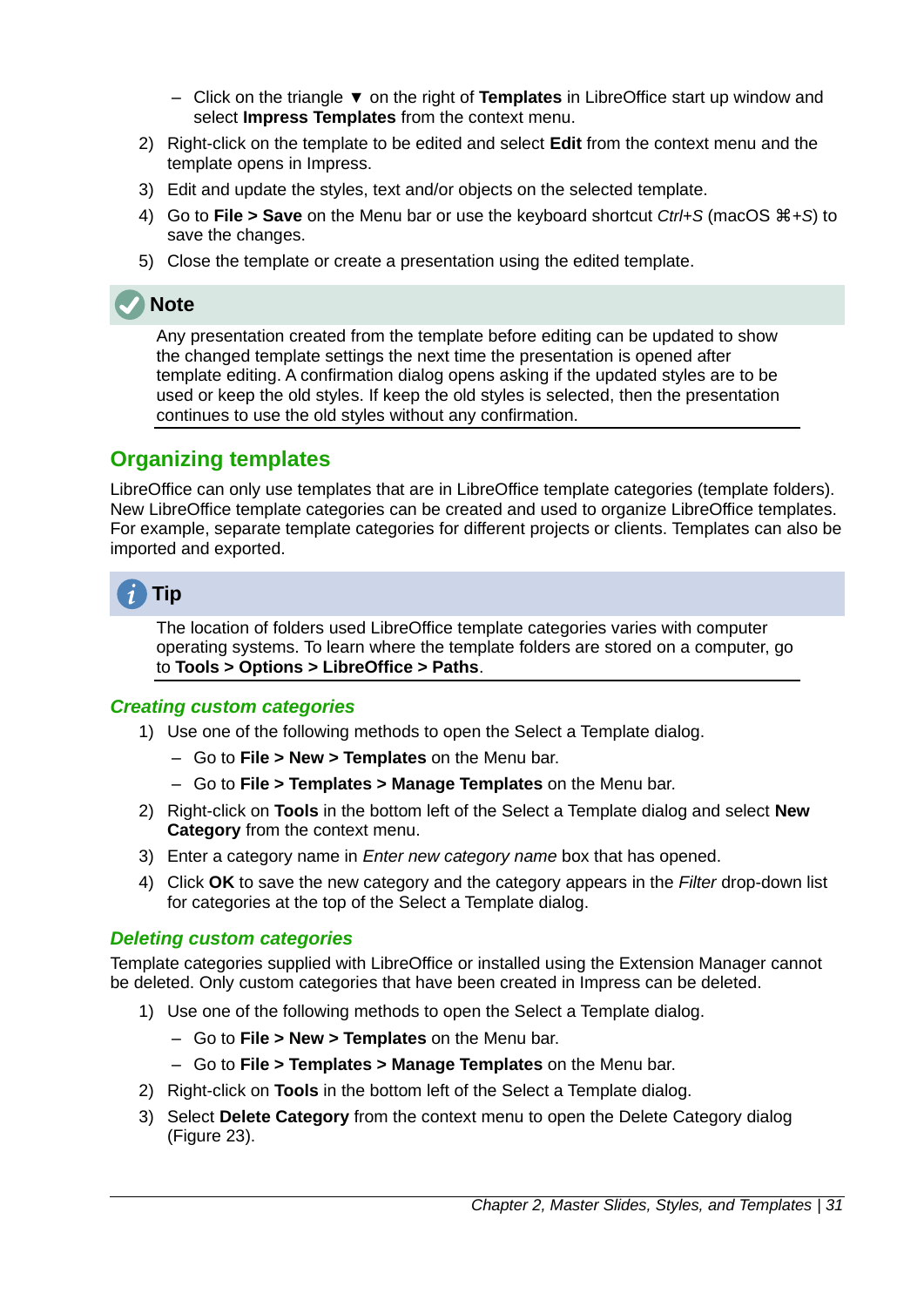- Click on the triangle ▼ on the right of **Templates** in LibreOffice start up window and select **Impress Templates** from the context menu.
2) Right-click on the template to be edited and select **Edit** from the context menu and the template opens in Impress.
3) Edit and update the styles, text and/or objects on the selected template.
4) Go to **File > Save** on the Menu bar or use the keyboard shortcut *Ctrl+S* (macOS *⌘+S*) to save the changes.
5) Close the template or create a presentation using the edited template.

**Note**

Any presentation created from the template before editing can be updated to show the changed template settings the next time the presentation is opened after template editing. A confirmation dialog opens asking if the updated styles are to be used or keep the old styles. If keep the old styles is selected, then the presentation continues to use the old styles without any confirmation.

## Organizing templates

LibreOffice can only use templates that are in LibreOffice template categories (template folders). New LibreOffice template categories can be created and used to organize LibreOffice templates. For example, separate template categories for different projects or clients. Templates can also be imported and exported.

**Tip**

The location of folders used LibreOffice template categories varies with computer operating systems. To learn where the template folders are stored on a computer, go to **Tools > Options > LibreOffice > Paths**.

### *Creating custom categories*

1) Use one of the following methods to open the Select a Template dialog.
   - Go to **File > New > Templates** on the Menu bar.
   - Go to **File > Templates > Manage Templates** on the Menu bar.
2) Right-click on **Tools** in the bottom left of the Select a Template dialog and select **New Category** from the context menu.
3) Enter a category name in *Enter new category name* box that has opened.
4) Click **OK** to save the new category and the category appears in the *Filter* drop-down list for categories at the top of the Select a Template dialog.

### *Deleting custom categories*

Template categories supplied with LibreOffice or installed using the Extension Manager cannot be deleted. Only custom categories that have been created in Impress can be deleted.

1) Use one of the following methods to open the Select a Template dialog.
   - Go to **File > New > Templates** on the Menu bar.
   - Go to **File > Templates > Manage Templates** on the Menu bar.
2) Right-click on **Tools** in the bottom left of the Select a Template dialog.
3) Select **Delete Category** from the context menu to open the Delete Category dialog (Figure 23).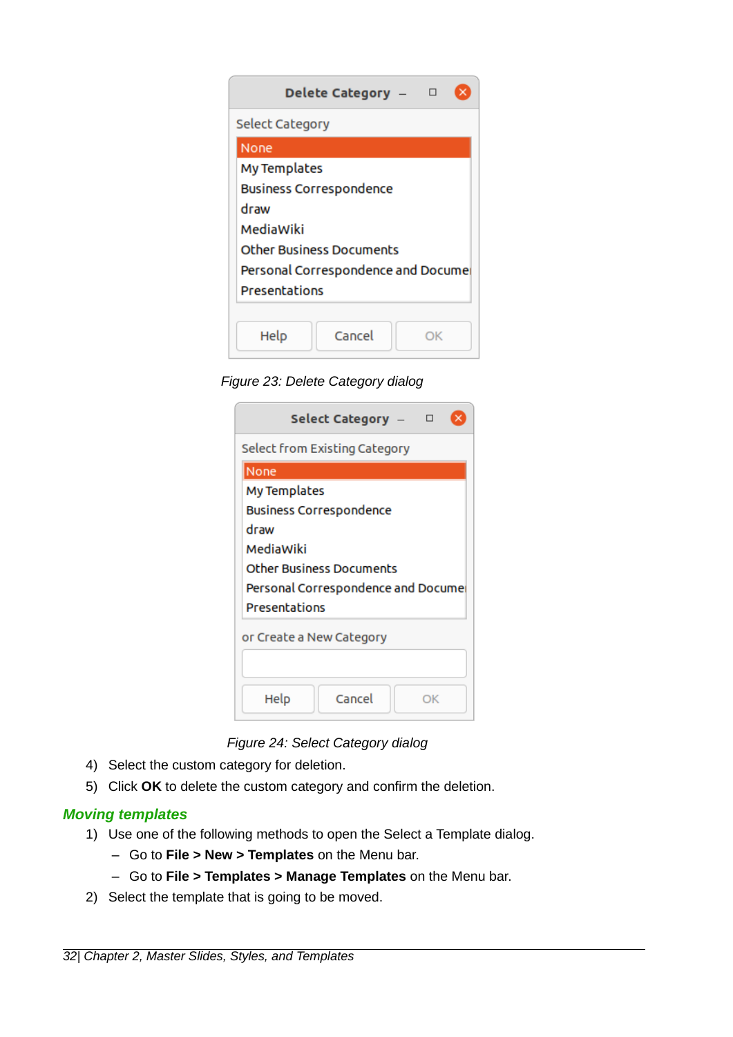Figure 23: Delete Category dialog

Figure 24: Select Category dialog

4) Select the custom category for deletion.
5) Click **OK** to delete the custom category and confirm the deletion.

### *Moving templates*

1) Use one of the following methods to open the Select a Template dialog.
   – Go to **File > New > Templates** on the Menu bar.
   – Go to **File > Templates > Manage Templates** on the Menu bar.
2) Select the template that is going to be moved.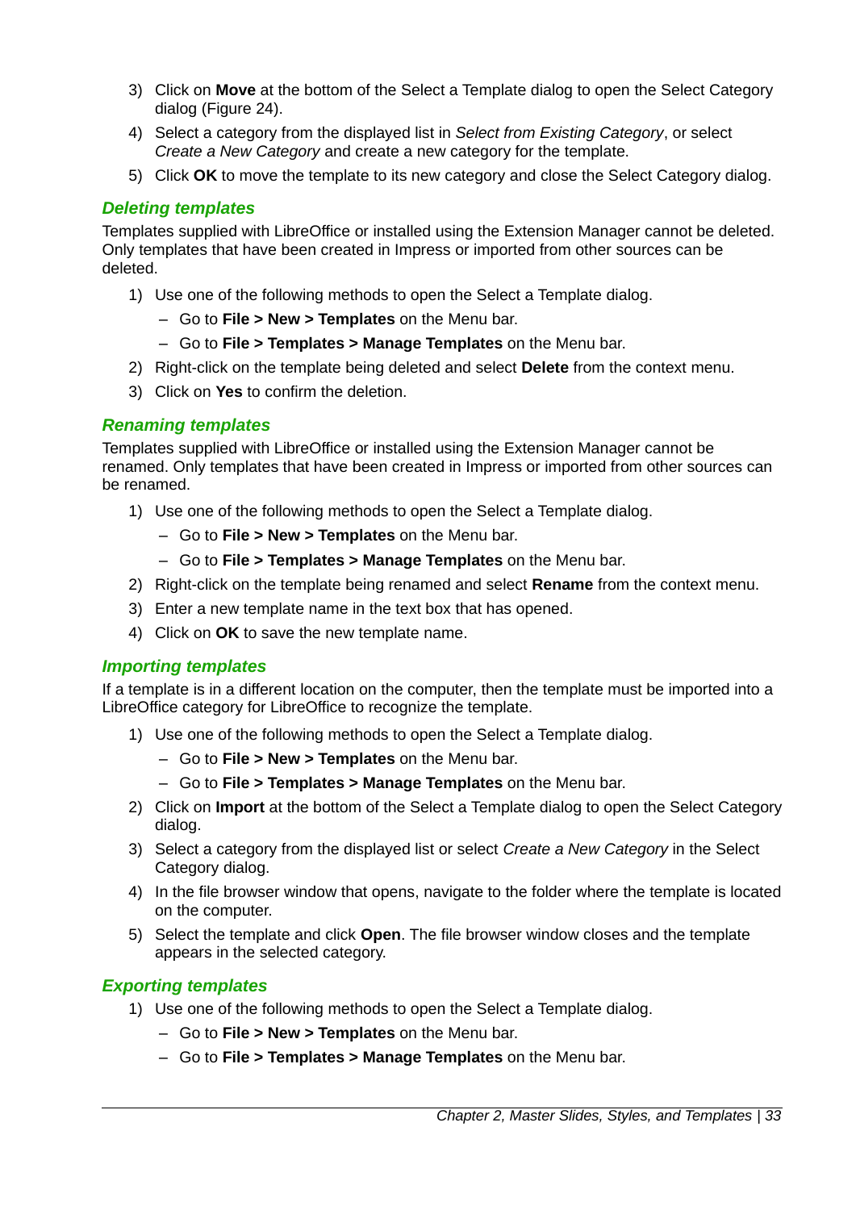3) Click on **Move** at the bottom of the Select a Template dialog to open the Select Category dialog (Figure 24).
4) Select a category from the displayed list in *Select from Existing Category*, or select *Create a New Category* and create a new category for the template.
5) Click **OK** to move the template to its new category and close the Select Category dialog.

### Deleting templates

Templates supplied with LibreOffice or installed using the Extension Manager cannot be deleted. Only templates that have been created in Impress or imported from other sources can be deleted.

1) Use one of the following methods to open the Select a Template dialog.
   – Go to **File > New > Templates** on the Menu bar.
   – Go to **File > Templates > Manage Templates** on the Menu bar.
2) Right-click on the template being deleted and select **Delete** from the context menu.
3) Click on **Yes** to confirm the deletion.

### Renaming templates

Templates supplied with LibreOffice or installed using the Extension Manager cannot be renamed. Only templates that have been created in Impress or imported from other sources can be renamed.

1) Use one of the following methods to open the Select a Template dialog.
   – Go to **File > New > Templates** on the Menu bar.
   – Go to **File > Templates > Manage Templates** on the Menu bar.
2) Right-click on the template being renamed and select **Rename** from the context menu.
3) Enter a new template name in the text box that has opened.
4) Click on **OK** to save the new template name.

### Importing templates

If a template is in a different location on the computer, then the template must be imported into a LibreOffice category for LibreOffice to recognize the template.

1) Use one of the following methods to open the Select a Template dialog.
   – Go to **File > New > Templates** on the Menu bar.
   – Go to **File > Templates > Manage Templates** on the Menu bar.
2) Click on **Import** at the bottom of the Select a Template dialog to open the Select Category dialog.
3) Select a category from the displayed list or select *Create a New Category* in the Select Category dialog.
4) In the file browser window that opens, navigate to the folder where the template is located on the computer.
5) Select the template and click **Open**. The file browser window closes and the template appears in the selected category.

### Exporting templates

1) Use one of the following methods to open the Select a Template dialog.
   – Go to **File > New > Templates** on the Menu bar.
   – Go to **File > Templates > Manage Templates** on the Menu bar.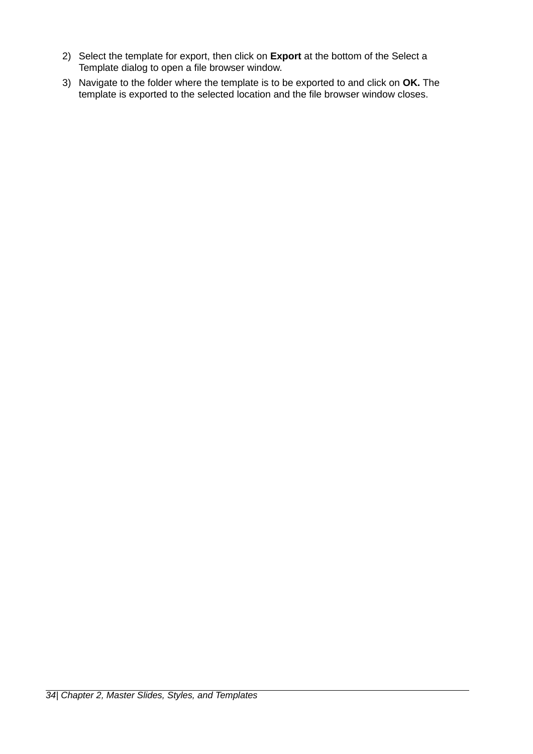2) Select the template for export, then click on **Export** at the bottom of the Select a Template dialog to open a file browser window.
3) Navigate to the folder where the template is to be exported to and click on **OK.** The template is exported to the selected location and the file browser window closes.